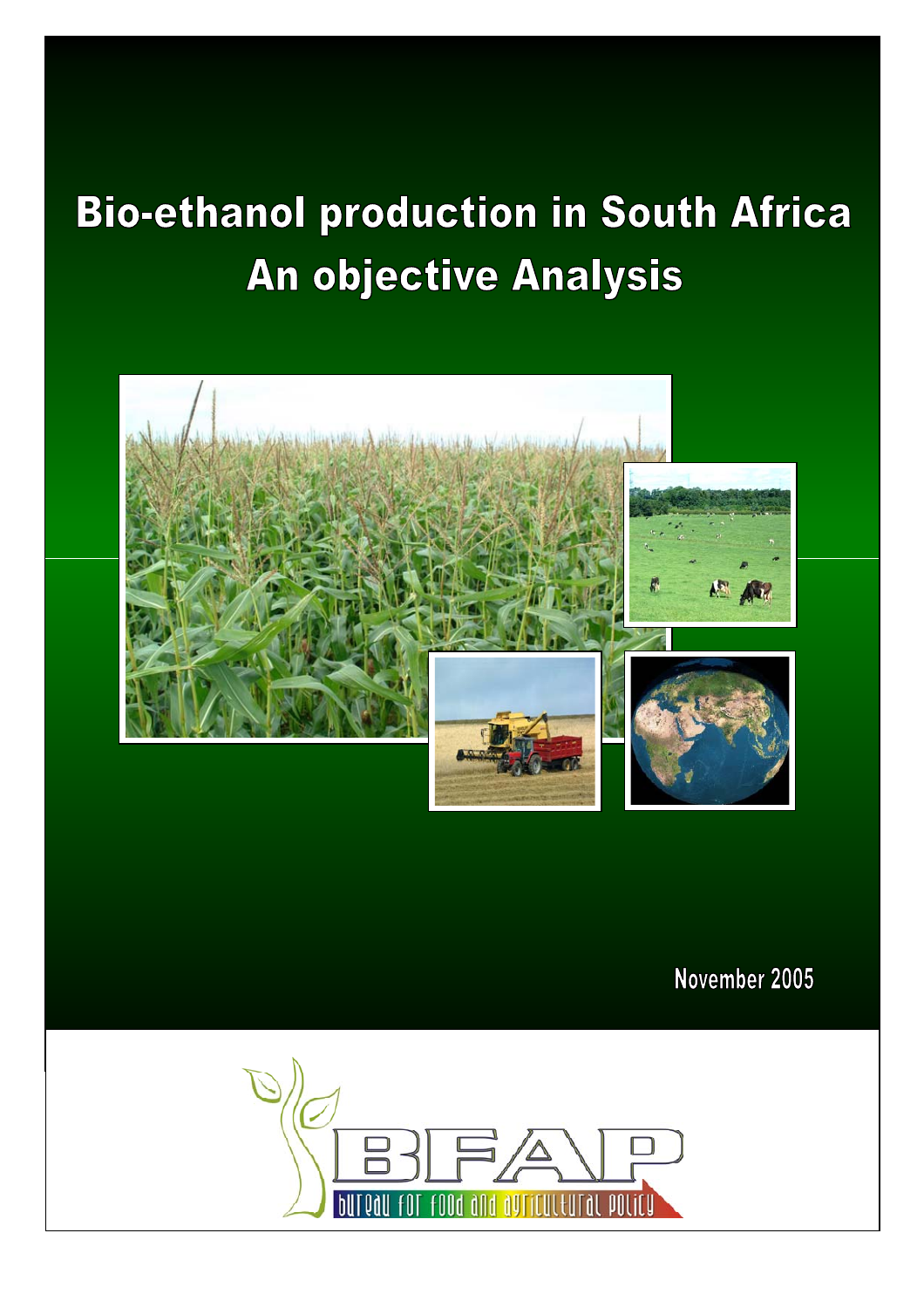# Bio-ethanol production in South Africa
# An objective Analysis

November 2005

BFAP

bureau for food and agricultural policy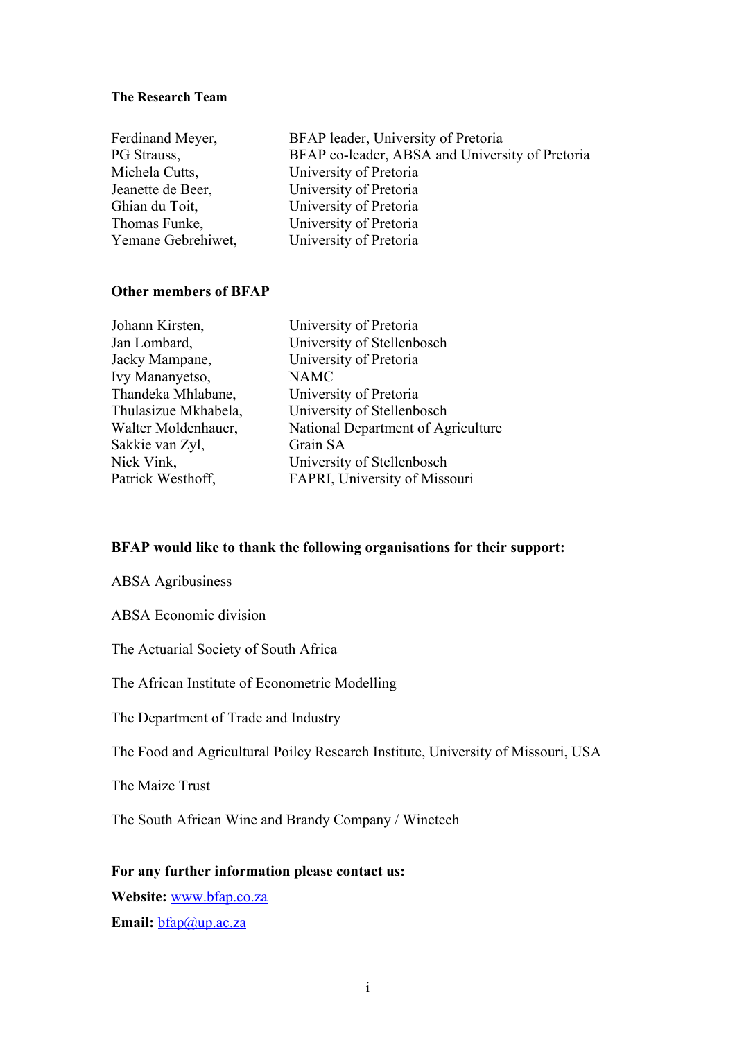**The Research Team**

| | |
|---|---|
| Ferdinand Meyer, | BFAP leader, University of Pretoria |
| PG Strauss, | BFAP co-leader, ABSA and University of Pretoria |
| Michela Cutts, | University of Pretoria |
| Jeanette de Beer, | University of Pretoria |
| Ghian du Toit, | University of Pretoria |
| Thomas Funke, | University of Pretoria |
| Yemane Gebrehiwet, | University of Pretoria |

**Other members of BFAP**

| | |
|---|---|
| Johann Kirsten, | University of Pretoria |
| Jan Lombard, | University of Stellenbosch |
| Jacky Mampane, | University of Pretoria |
| Ivy Mananyetso, | NAMC |
| Thandeka Mhlabane, | University of Pretoria |
| Thulasizue Mkhabela, | University of Stellenbosch |
| Walter Moldenhauer, | National Department of Agriculture |
| Sakkie van Zyl, | Grain SA |
| Nick Vink, | University of Stellenbosch |
| Patrick Westhoff, | FAPRI, University of Missouri |

**BFAP would like to thank the following organisations for their support:**

ABSA Agribusiness

ABSA Economic division

The Actuarial Society of South Africa

The African Institute of Econometric Modelling

The Department of Trade and Industry

The Food and Agricultural Poilcy Research Institute, University of Missouri, USA

The Maize Trust

The South African Wine and Brandy Company / Winetech

**For any further information please contact us:**

**Website:** www.bfap.co.za

**Email:** bfap@up.ac.za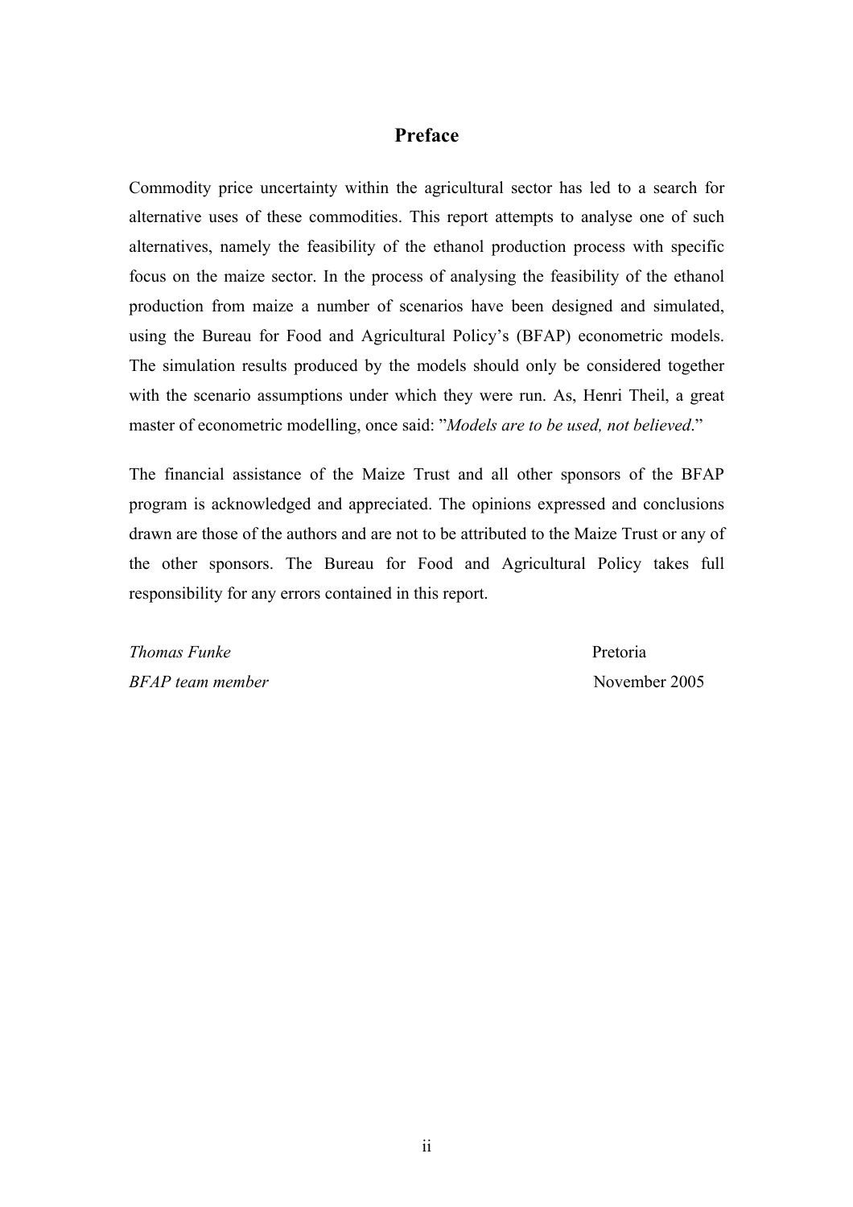## Preface

Commodity price uncertainty within the agricultural sector has led to a search for alternative uses of these commodities. This report attempts to analyse one of such alternatives, namely the feasibility of the ethanol production process with specific focus on the maize sector. In the process of analysing the feasibility of the ethanol production from maize a number of scenarios have been designed and simulated, using the Bureau for Food and Agricultural Policy's (BFAP) econometric models. The simulation results produced by the models should only be considered together with the scenario assumptions under which they were run. As, Henri Theil, a great master of econometric modelling, once said: "*Models are to be used, not believed*."

The financial assistance of the Maize Trust and all other sponsors of the BFAP program is acknowledged and appreciated. The opinions expressed and conclusions drawn are those of the authors and are not to be attributed to the Maize Trust or any of the other sponsors. The Bureau for Food and Agricultural Policy takes full responsibility for any errors contained in this report.

*Thomas Funke*
*BFAP team member*

Pretoria
November 2005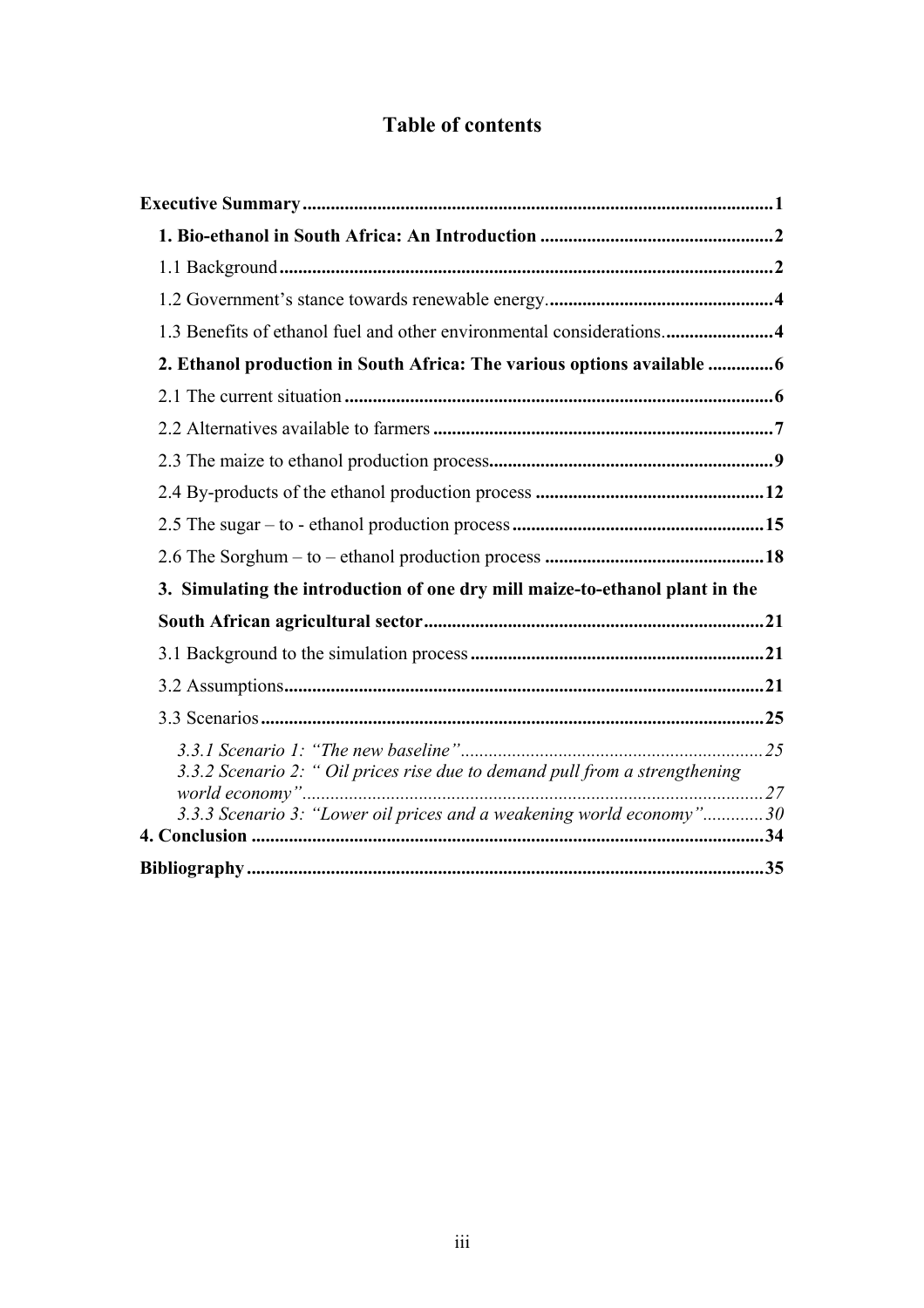# Table of contents

**Executive Summary** .................................................................................................**1**

**1. Bio-ethanol in South Africa: An Introduction** .................................................**2**

1.1 Background .........................................................................................................**2**

1.2 Government's stance towards renewable energy. ................................................**4**

1.3 Benefits of ethanol fuel and other environmental considerations. .......................**4**

**2. Ethanol production in South Africa: The various options available** .............**6**

2.1 The current situation ...........................................................................................**6**

2.2 Alternatives available to farmers .......................................................................**7**

2.3 The maize to ethanol production process.............................................................**9**

2.4 By-products of the ethanol production process .................................................**12**

2.5 The sugar – to - ethanol production process ......................................................**15**

2.6 The Sorghum – to – ethanol production process ...............................................**18**

**3. Simulating the introduction of one dry mill maize-to-ethanol plant in the South African agricultural sector** .........................................................................**21**

3.1 Background to the simulation process ...............................................................**21**

3.2 Assumptions.......................................................................................................**21**

3.3 Scenarios ...........................................................................................................**25**

*3.3.1 Scenario 1: "The new baseline"* .................................................................*25*

*3.3.2 Scenario 2: " Oil prices rise due to demand pull from a strengthening world economy"* ..................................................................................................*27*

*3.3.3 Scenario 3: "Lower oil prices and a weakening world economy"* .............*30*

**4. Conclusion** .............................................................................................................**34**

**Bibliography** .............................................................................................................**35**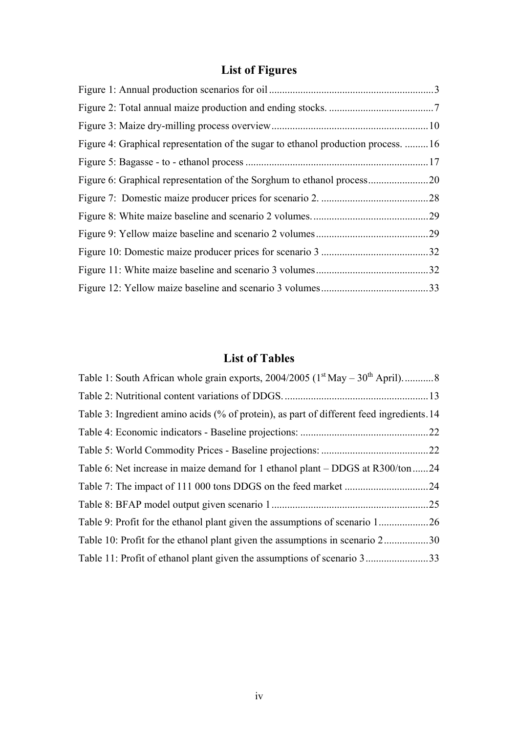# List of Figures

Figure 1: Annual production scenarios for oil ............................................................. 3

Figure 2: Total annual maize production and ending stocks. ....................................... 7

Figure 3: Maize dry-milling process overview ........................................................... 10

Figure 4: Graphical representation of the sugar to ethanol production process. ......... 16

Figure 5: Bagasse - to - ethanol process ..................................................................... 17

Figure 6: Graphical representation of the Sorghum to ethanol process ....................... 20

Figure 7: Domestic maize producer prices for scenario 2. ......................................... 28

Figure 8: White maize baseline and scenario 2 volumes. ............................................ 29

Figure 9: Yellow maize baseline and scenario 2 volumes ........................................... 29

Figure 10: Domestic maize producer prices for scenario 3 ......................................... 32

Figure 11: White maize baseline and scenario 3 volumes ........................................... 32

Figure 12: Yellow maize baseline and scenario 3 volumes ......................................... 33

# List of Tables

Table 1: South African whole grain exports, 2004/2005 (1st May – 30th April). ........... 8

Table 2: Nutritional content variations of DDGS. ....................................................... 13

Table 3: Ingredient amino acids (% of protein), as part of different feed ingredients. 14

Table 4: Economic indicators - Baseline projections: ................................................. 22

Table 5: World Commodity Prices - Baseline projections: ......................................... 22

Table 6: Net increase in maize demand for 1 ethanol plant – DDGS at R300/ton ...... 24

Table 7: The impact of 111 000 tons DDGS on the feed market ................................ 24

Table 8: BFAP model output given scenario 1 ............................................................ 25

Table 9: Profit for the ethanol plant given the assumptions of scenario 1 ................... 26

Table 10: Profit for the ethanol plant given the assumptions in scenario 2 ................. 30

Table 11: Profit of ethanol plant given the assumptions of scenario 3 ........................ 33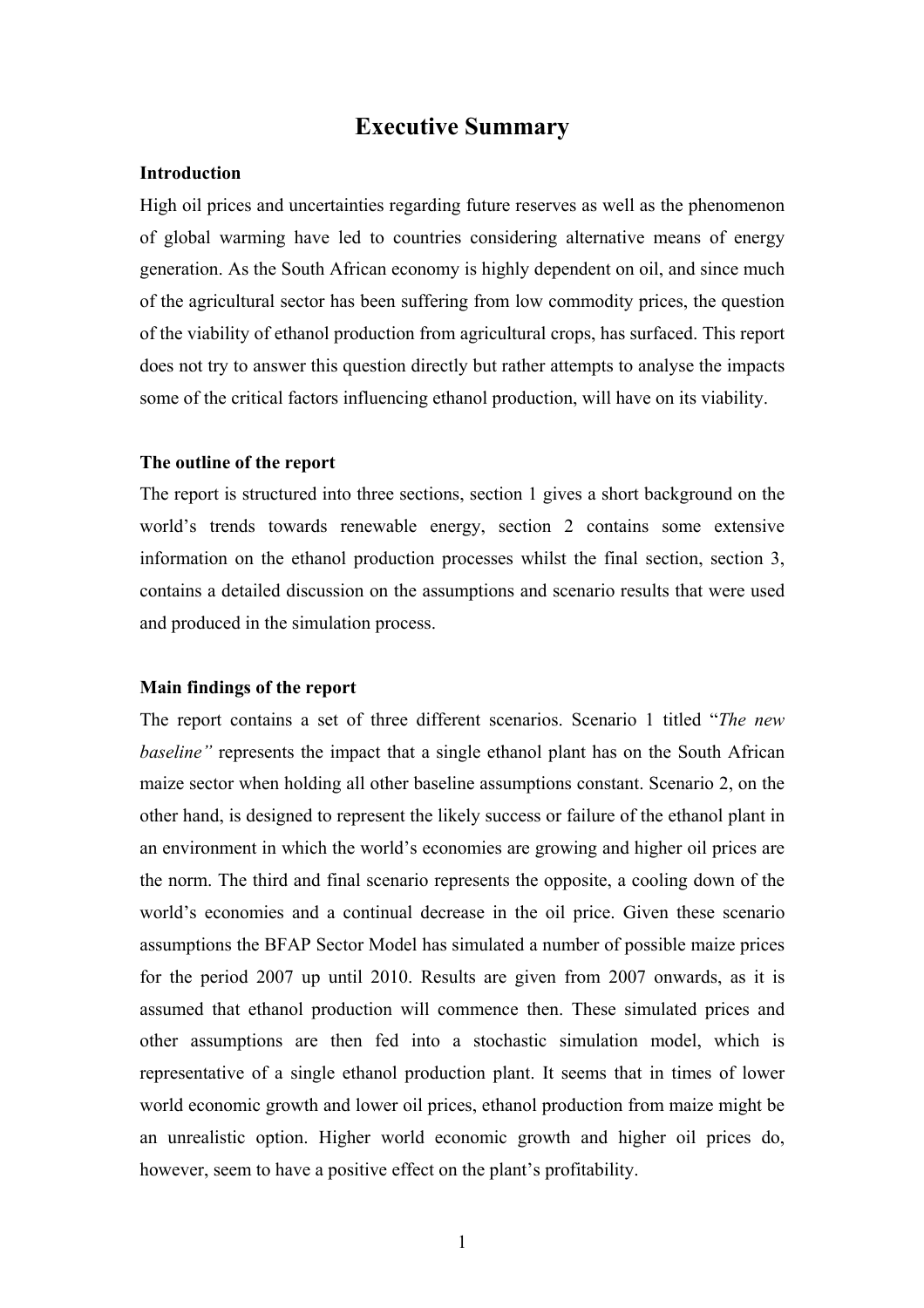# Executive Summary

**Introduction**

High oil prices and uncertainties regarding future reserves as well as the phenomenon of global warming have led to countries considering alternative means of energy generation. As the South African economy is highly dependent on oil, and since much of the agricultural sector has been suffering from low commodity prices, the question of the viability of ethanol production from agricultural crops, has surfaced. This report does not try to answer this question directly but rather attempts to analyse the impacts some of the critical factors influencing ethanol production, will have on its viability.

**The outline of the report**

The report is structured into three sections, section 1 gives a short background on the world's trends towards renewable energy, section 2 contains some extensive information on the ethanol production processes whilst the final section, section 3, contains a detailed discussion on the assumptions and scenario results that were used and produced in the simulation process.

**Main findings of the report**

The report contains a set of three different scenarios. Scenario 1 titled "*The new baseline"* represents the impact that a single ethanol plant has on the South African maize sector when holding all other baseline assumptions constant. Scenario 2, on the other hand, is designed to represent the likely success or failure of the ethanol plant in an environment in which the world's economies are growing and higher oil prices are the norm. The third and final scenario represents the opposite, a cooling down of the world's economies and a continual decrease in the oil price. Given these scenario assumptions the BFAP Sector Model has simulated a number of possible maize prices for the period 2007 up until 2010. Results are given from 2007 onwards, as it is assumed that ethanol production will commence then. These simulated prices and other assumptions are then fed into a stochastic simulation model, which is representative of a single ethanol production plant. It seems that in times of lower world economic growth and lower oil prices, ethanol production from maize might be an unrealistic option. Higher world economic growth and higher oil prices do, however, seem to have a positive effect on the plant's profitability.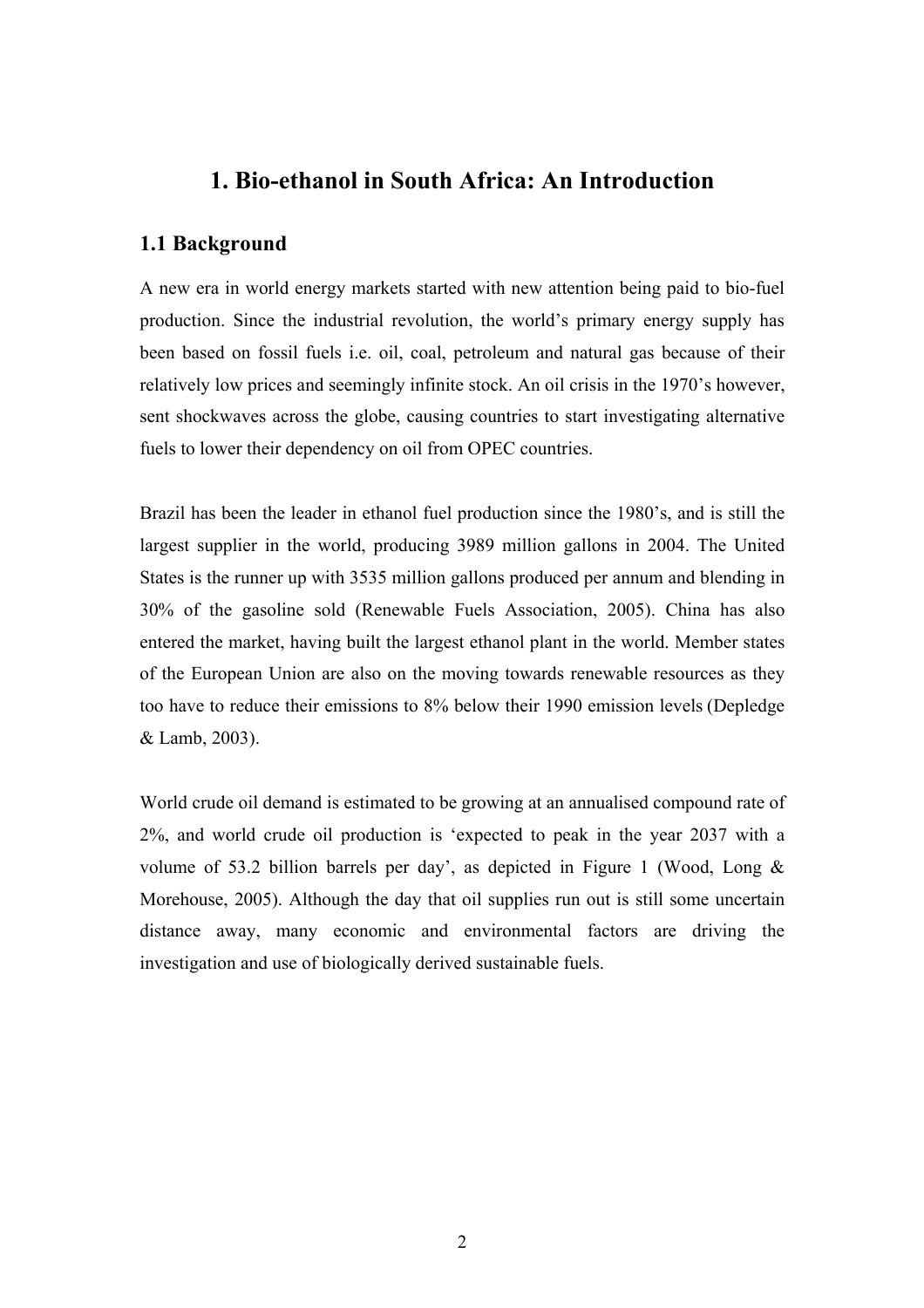# 1. Bio-ethanol in South Africa: An Introduction

## 1.1 Background

A new era in world energy markets started with new attention being paid to bio-fuel production. Since the industrial revolution, the world's primary energy supply has been based on fossil fuels i.e. oil, coal, petroleum and natural gas because of their relatively low prices and seemingly infinite stock. An oil crisis in the 1970's however, sent shockwaves across the globe, causing countries to start investigating alternative fuels to lower their dependency on oil from OPEC countries.

Brazil has been the leader in ethanol fuel production since the 1980's, and is still the largest supplier in the world, producing 3989 million gallons in 2004. The United States is the runner up with 3535 million gallons produced per annum and blending in 30% of the gasoline sold (Renewable Fuels Association, 2005). China has also entered the market, having built the largest ethanol plant in the world. Member states of the European Union are also on the moving towards renewable resources as they too have to reduce their emissions to 8% below their 1990 emission levels (Depledge & Lamb, 2003).

World crude oil demand is estimated to be growing at an annualised compound rate of 2%, and world crude oil production is 'expected to peak in the year 2037 with a volume of 53.2 billion barrels per day', as depicted in Figure 1 (Wood, Long & Morehouse, 2005). Although the day that oil supplies run out is still some uncertain distance away, many economic and environmental factors are driving the investigation and use of biologically derived sustainable fuels.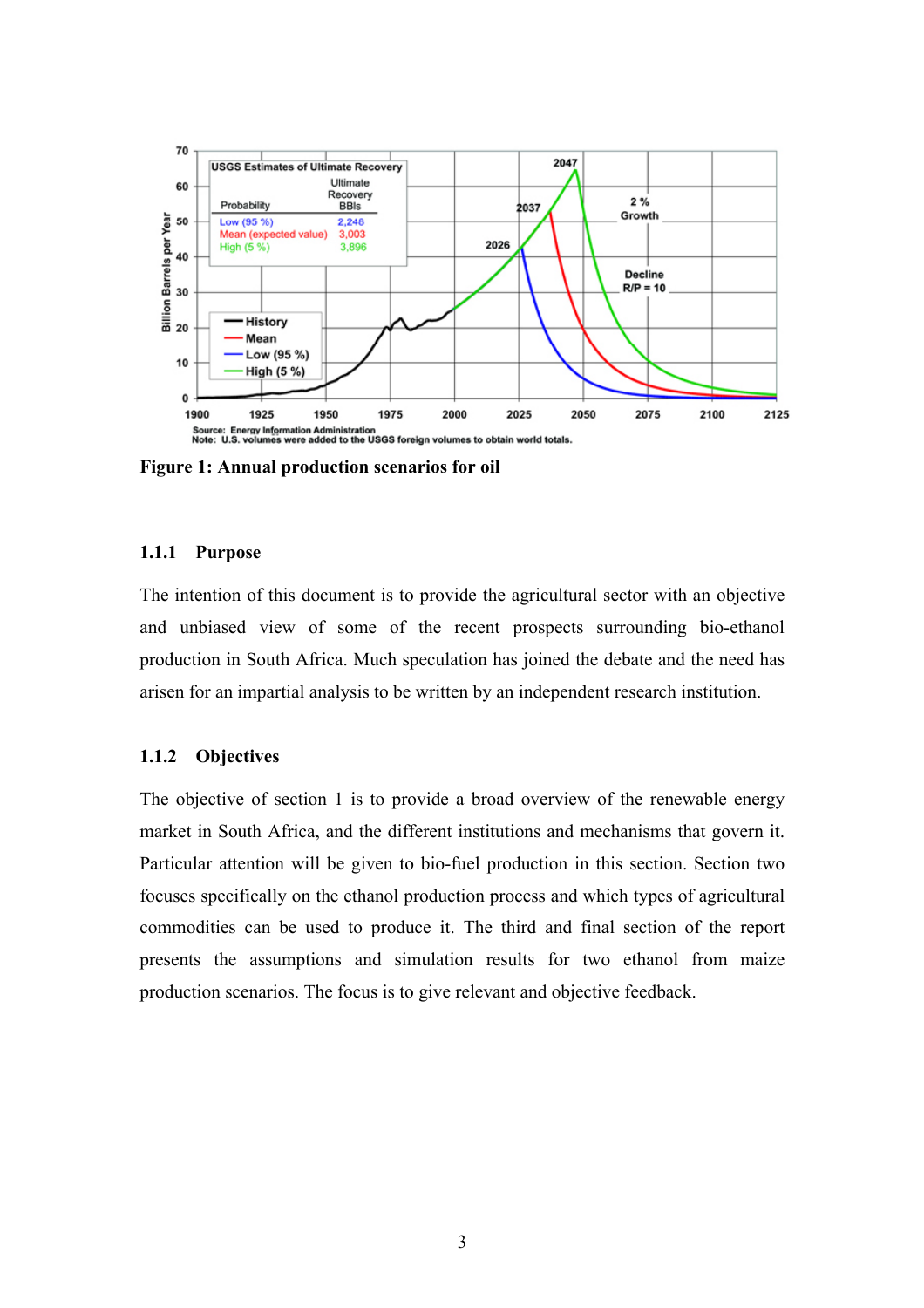**Figure 1: Annual production scenarios for oil**

### 1.1.1 Purpose

The intention of this document is to provide the agricultural sector with an objective and unbiased view of some of the recent prospects surrounding bio-ethanol production in South Africa. Much speculation has joined the debate and the need has arisen for an impartial analysis to be written by an independent research institution.

### 1.1.2 Objectives

The objective of section 1 is to provide a broad overview of the renewable energy market in South Africa, and the different institutions and mechanisms that govern it. Particular attention will be given to bio-fuel production in this section. Section two focuses specifically on the ethanol production process and which types of agricultural commodities can be used to produce it. The third and final section of the report presents the assumptions and simulation results for two ethanol from maize production scenarios. The focus is to give relevant and objective feedback.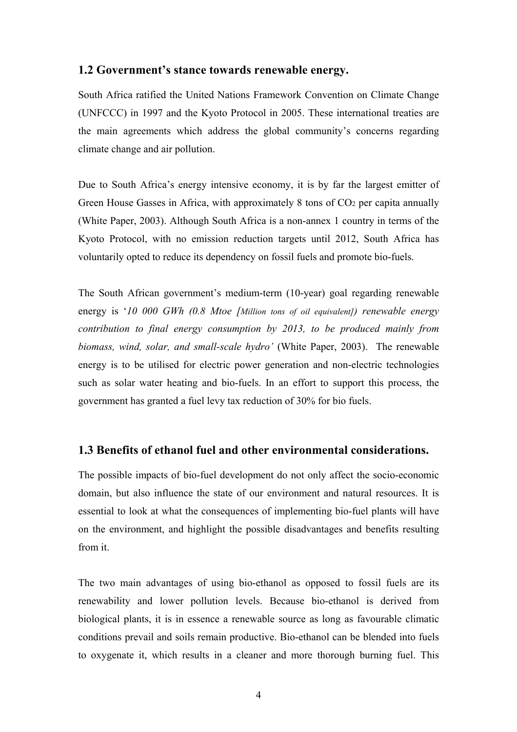## 1.2 Government's stance towards renewable energy.

South Africa ratified the United Nations Framework Convention on Climate Change (UNFCCC) in 1997 and the Kyoto Protocol in 2005. These international treaties are the main agreements which address the global community's concerns regarding climate change and air pollution.

Due to South Africa's energy intensive economy, it is by far the largest emitter of Green House Gasses in Africa, with approximately 8 tons of $CO_2$ per capita annually (White Paper, 2003). Although South Africa is a non-annex 1 country in terms of the Kyoto Protocol, with no emission reduction targets until 2012, South Africa has voluntarily opted to reduce its dependency on fossil fuels and promote bio-fuels.

The South African government's medium-term (10-year) goal regarding renewable energy is '*10 000 GWh (0.8 Mtoe [Million tons of oil equivalent]) renewable energy contribution to final energy consumption by 2013, to be produced mainly from biomass, wind, solar, and small-scale hydro'* (White Paper, 2003). The renewable energy is to be utilised for electric power generation and non-electric technologies such as solar water heating and bio-fuels. In an effort to support this process, the government has granted a fuel levy tax reduction of 30% for bio fuels.

## 1.3 Benefits of ethanol fuel and other environmental considerations.

The possible impacts of bio-fuel development do not only affect the socio-economic domain, but also influence the state of our environment and natural resources. It is essential to look at what the consequences of implementing bio-fuel plants will have on the environment, and highlight the possible disadvantages and benefits resulting from it.

The two main advantages of using bio-ethanol as opposed to fossil fuels are its renewability and lower pollution levels. Because bio-ethanol is derived from biological plants, it is in essence a renewable source as long as favourable climatic conditions prevail and soils remain productive. Bio-ethanol can be blended into fuels to oxygenate it, which results in a cleaner and more thorough burning fuel. This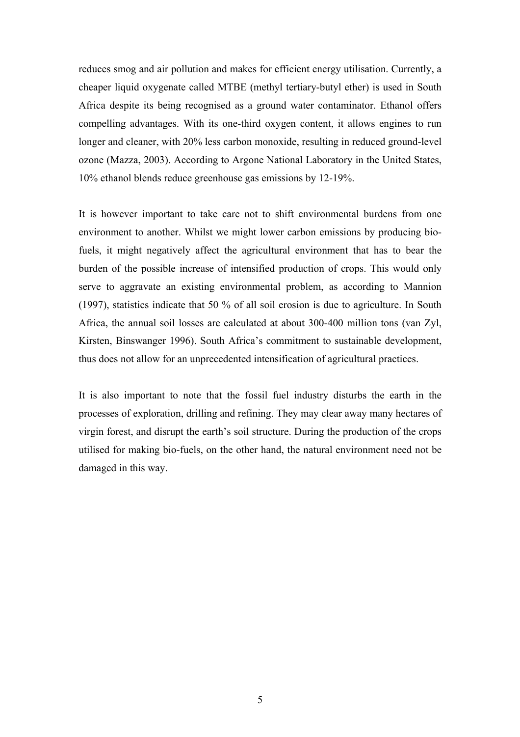reduces smog and air pollution and makes for efficient energy utilisation. Currently, a cheaper liquid oxygenate called MTBE (methyl tertiary-butyl ether) is used in South Africa despite its being recognised as a ground water contaminator. Ethanol offers compelling advantages. With its one-third oxygen content, it allows engines to run longer and cleaner, with 20% less carbon monoxide, resulting in reduced ground-level ozone (Mazza, 2003). According to Argone National Laboratory in the United States, 10% ethanol blends reduce greenhouse gas emissions by 12-19%.

It is however important to take care not to shift environmental burdens from one environment to another. Whilst we might lower carbon emissions by producing bio-fuels, it might negatively affect the agricultural environment that has to bear the burden of the possible increase of intensified production of crops. This would only serve to aggravate an existing environmental problem, as according to Mannion (1997), statistics indicate that 50 % of all soil erosion is due to agriculture. In South Africa, the annual soil losses are calculated at about 300-400 million tons (van Zyl, Kirsten, Binswanger 1996). South Africa's commitment to sustainable development, thus does not allow for an unprecedented intensification of agricultural practices.

It is also important to note that the fossil fuel industry disturbs the earth in the processes of exploration, drilling and refining. They may clear away many hectares of virgin forest, and disrupt the earth's soil structure. During the production of the crops utilised for making bio-fuels, on the other hand, the natural environment need not be damaged in this way.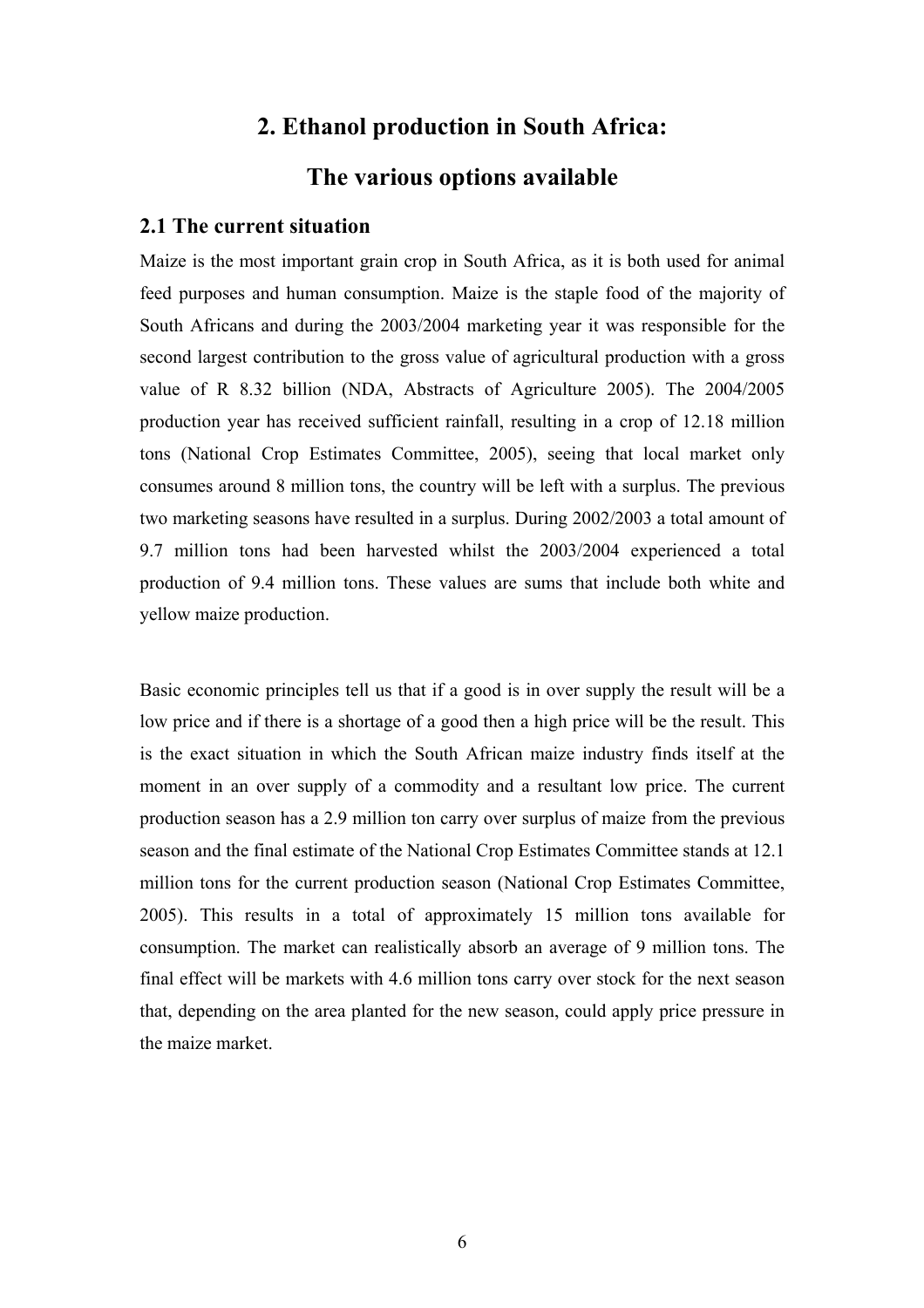# 2. Ethanol production in South Africa:

# The various options available

## 2.1 The current situation

Maize is the most important grain crop in South Africa, as it is both used for animal feed purposes and human consumption. Maize is the staple food of the majority of South Africans and during the 2003/2004 marketing year it was responsible for the second largest contribution to the gross value of agricultural production with a gross value of R 8.32 billion (NDA, Abstracts of Agriculture 2005). The 2004/2005 production year has received sufficient rainfall, resulting in a crop of 12.18 million tons (National Crop Estimates Committee, 2005), seeing that local market only consumes around 8 million tons, the country will be left with a surplus. The previous two marketing seasons have resulted in a surplus. During 2002/2003 a total amount of 9.7 million tons had been harvested whilst the 2003/2004 experienced a total production of 9.4 million tons. These values are sums that include both white and yellow maize production.

Basic economic principles tell us that if a good is in over supply the result will be a low price and if there is a shortage of a good then a high price will be the result. This is the exact situation in which the South African maize industry finds itself at the moment in an over supply of a commodity and a resultant low price. The current production season has a 2.9 million ton carry over surplus of maize from the previous season and the final estimate of the National Crop Estimates Committee stands at 12.1 million tons for the current production season (National Crop Estimates Committee, 2005). This results in a total of approximately 15 million tons available for consumption. The market can realistically absorb an average of 9 million tons. The final effect will be markets with 4.6 million tons carry over stock for the next season that, depending on the area planted for the new season, could apply price pressure in the maize market.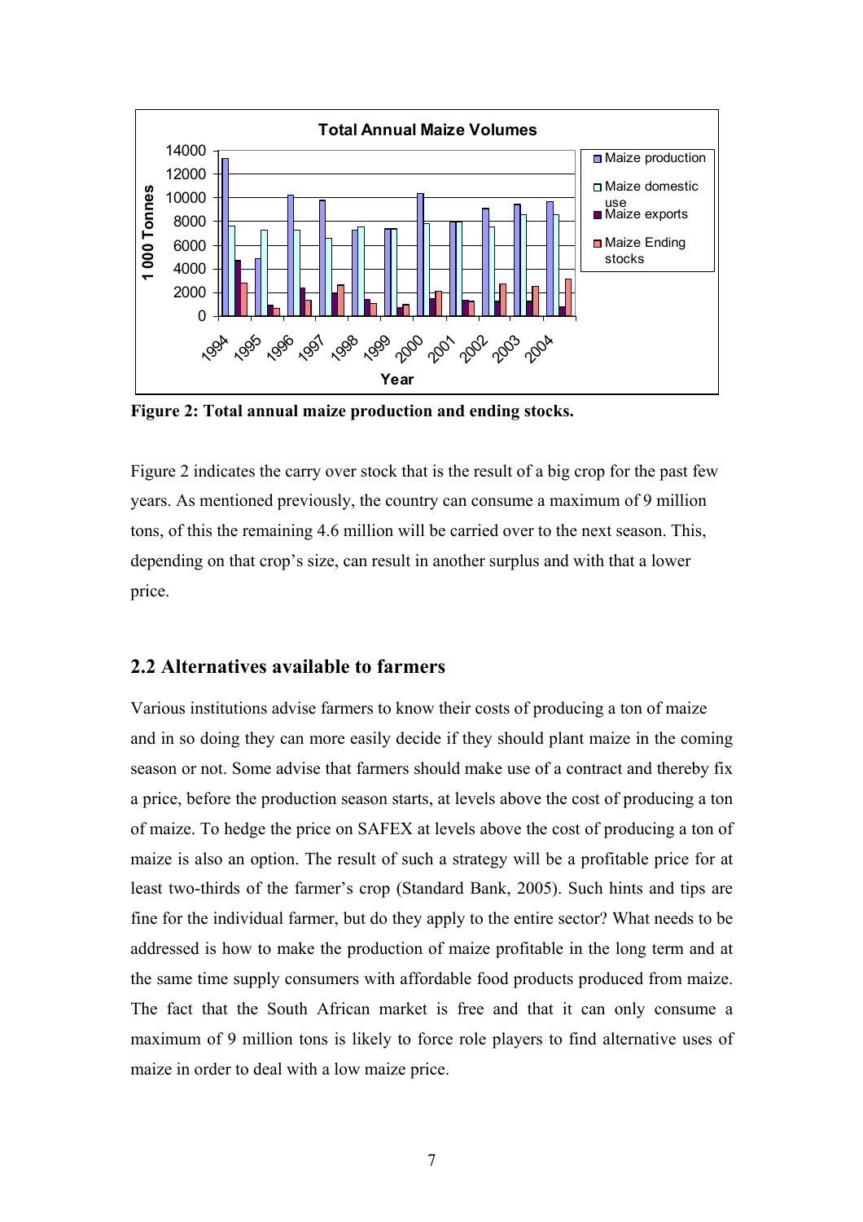**Figure 2: Total annual maize production and ending stocks.**

Figure 2 indicates the carry over stock that is the result of a big crop for the past few years. As mentioned previously, the country can consume a maximum of 9 million tons, of this the remaining 4.6 million will be carried over to the next season. This, depending on that crop's size, can result in another surplus and with that a lower price.

## 2.2 Alternatives available to farmers

Various institutions advise farmers to know their costs of producing a ton of maize and in so doing they can more easily decide if they should plant maize in the coming season or not. Some advise that farmers should make use of a contract and thereby fix a price, before the production season starts, at levels above the cost of producing a ton of maize. To hedge the price on SAFEX at levels above the cost of producing a ton of maize is also an option. The result of such a strategy will be a profitable price for at least two-thirds of the farmer's crop (Standard Bank, 2005). Such hints and tips are fine for the individual farmer, but do they apply to the entire sector? What needs to be addressed is how to make the production of maize profitable in the long term and at the same time supply consumers with affordable food products produced from maize. The fact that the South African market is free and that it can only consume a maximum of 9 million tons is likely to force role players to find alternative uses of maize in order to deal with a low maize price.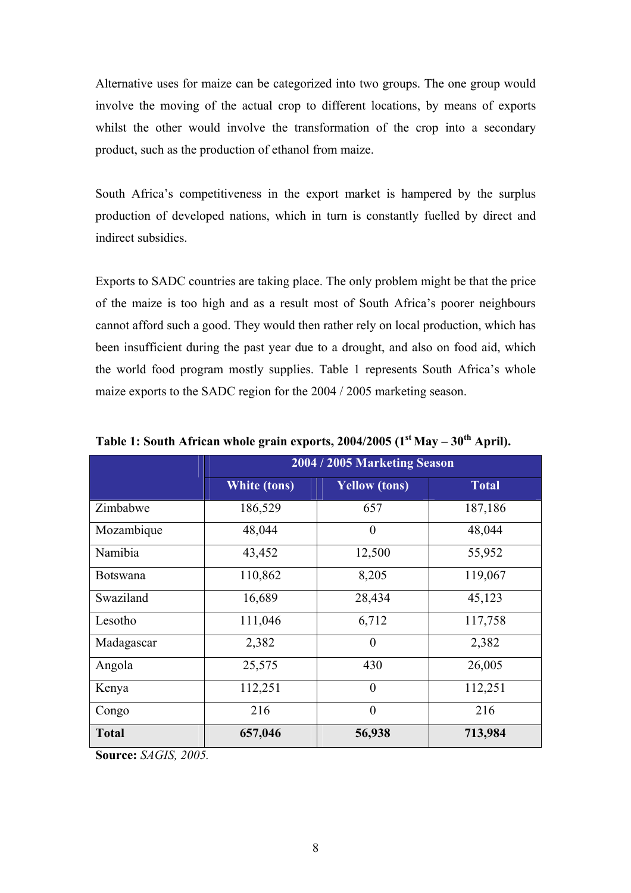Alternative uses for maize can be categorized into two groups. The one group would involve the moving of the actual crop to different locations, by means of exports whilst the other would involve the transformation of the crop into a secondary product, such as the production of ethanol from maize.

South Africa's competitiveness in the export market is hampered by the surplus production of developed nations, which in turn is constantly fuelled by direct and indirect subsidies.

Exports to SADC countries are taking place. The only problem might be that the price of the maize is too high and as a result most of South Africa's poorer neighbours cannot afford such a good. They would then rather rely on local production, which has been insufficient during the past year due to a drought, and also on food aid, which the world food program mostly supplies. Table 1 represents South Africa's whole maize exports to the SADC region for the 2004 / 2005 marketing season.

**Table 1: South African whole grain exports, 2004/2005 (1st May – 30th April).**

| | 2004 / 2005 Marketing Season | | |
|---|---|---|---|
| | **White (tons)** | **Yellow (tons)** | **Total** |
| Zimbabwe | 186,529 | 657 | 187,186 |
| Mozambique | 48,044 | 0 | 48,044 |
| Namibia | 43,452 | 12,500 | 55,952 |
| Botswana | 110,862 | 8,205 | 119,067 |
| Swaziland | 16,689 | 28,434 | 45,123 |
| Lesotho | 111,046 | 6,712 | 117,758 |
| Madagascar | 2,382 | 0 | 2,382 |
| Angola | 25,575 | 430 | 26,005 |
| Kenya | 112,251 | 0 | 112,251 |
| Congo | 216 | 0 | 216 |
| **Total** | **657,046** | **56,938** | **713,984** |

**Source:** *SAGIS, 2005.*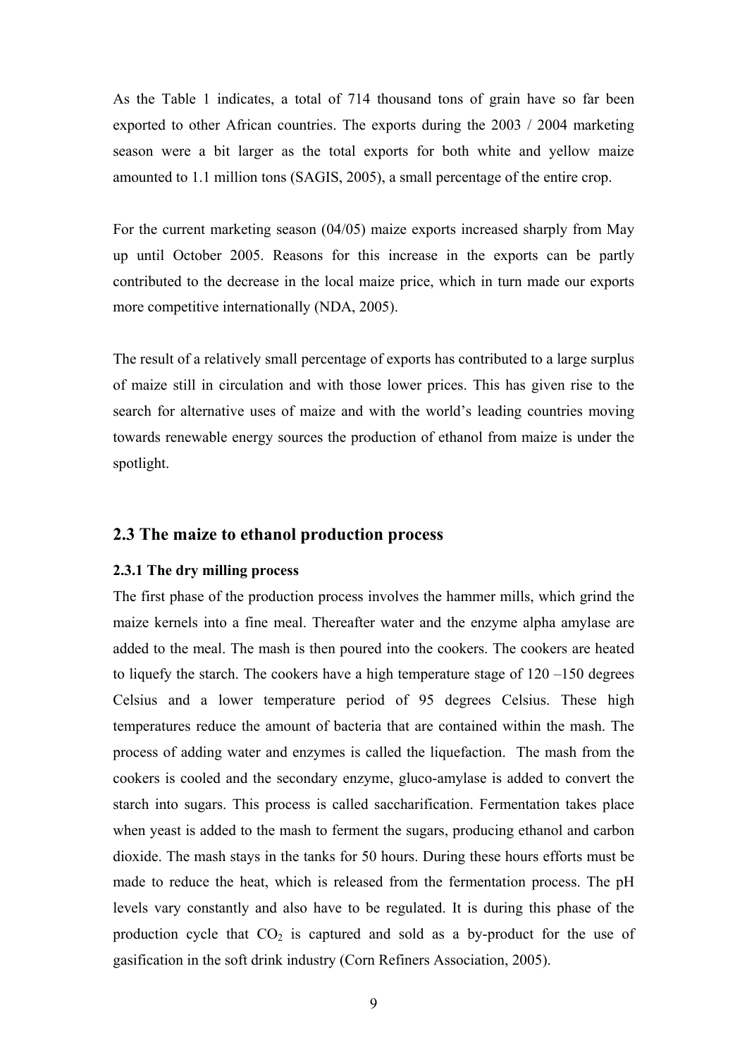As the Table 1 indicates, a total of 714 thousand tons of grain have so far been exported to other African countries. The exports during the 2003 / 2004 marketing season were a bit larger as the total exports for both white and yellow maize amounted to 1.1 million tons (SAGIS, 2005), a small percentage of the entire crop.

For the current marketing season (04/05) maize exports increased sharply from May up until October 2005. Reasons for this increase in the exports can be partly contributed to the decrease in the local maize price, which in turn made our exports more competitive internationally (NDA, 2005).

The result of a relatively small percentage of exports has contributed to a large surplus of maize still in circulation and with those lower prices. This has given rise to the search for alternative uses of maize and with the world's leading countries moving towards renewable energy sources the production of ethanol from maize is under the spotlight.

## 2.3 The maize to ethanol production process

### 2.3.1 The dry milling process

The first phase of the production process involves the hammer mills, which grind the maize kernels into a fine meal. Thereafter water and the enzyme alpha amylase are added to the meal. The mash is then poured into the cookers. The cookers are heated to liquefy the starch. The cookers have a high temperature stage of 120 –150 degrees Celsius and a lower temperature period of 95 degrees Celsius. These high temperatures reduce the amount of bacteria that are contained within the mash. The process of adding water and enzymes is called the liquefaction. The mash from the cookers is cooled and the secondary enzyme, gluco-amylase is added to convert the starch into sugars. This process is called saccharification. Fermentation takes place when yeast is added to the mash to ferment the sugars, producing ethanol and carbon dioxide. The mash stays in the tanks for 50 hours. During these hours efforts must be made to reduce the heat, which is released from the fermentation process. The pH levels vary constantly and also have to be regulated. It is during this phase of the production cycle that $CO_2$ is captured and sold as a by-product for the use of gasification in the soft drink industry (Corn Refiners Association, 2005).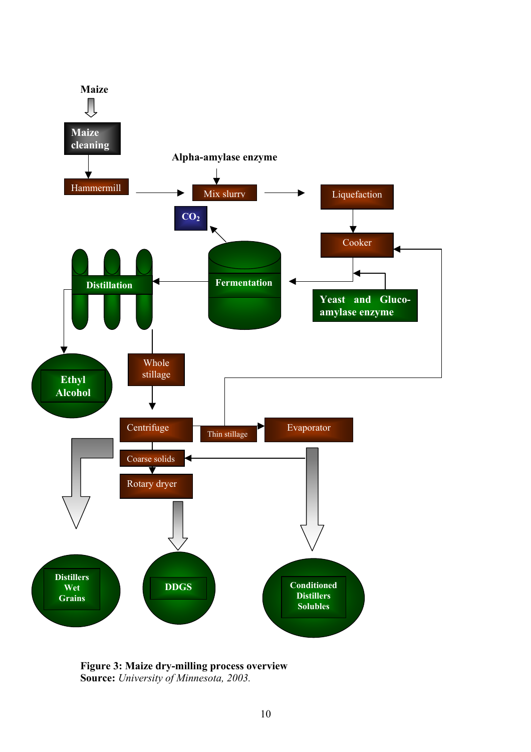Maize

Maize cleaning

Hammermill

Alpha-amylase enzyme

Mix slurry

Liquefaction

Cooker

$CO_2$

Distillation

Fermentation

Yeast and Gluco-amylase enzyme

Ethyl Alcohol

Whole stillage

Centrifuge

Thin stillage

Evaporator

Coarse solids

Rotary dryer

Distillers Wet Grains

DDGS

Conditioned Distillers Solubles

**Figure 3: Maize dry-milling process overview**
**Source:** *University of Minnesota, 2003.*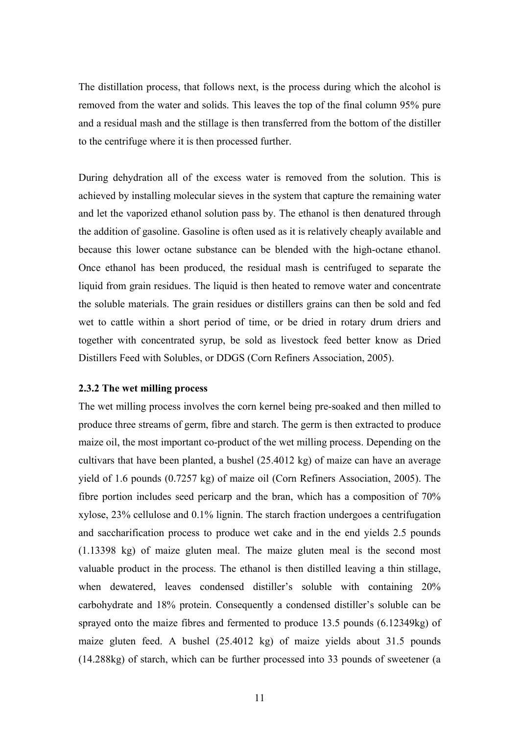The distillation process, that follows next, is the process during which the alcohol is removed from the water and solids. This leaves the top of the final column 95% pure and a residual mash and the stillage is then transferred from the bottom of the distiller to the centrifuge where it is then processed further.

During dehydration all of the excess water is removed from the solution. This is achieved by installing molecular sieves in the system that capture the remaining water and let the vaporized ethanol solution pass by. The ethanol is then denatured through the addition of gasoline. Gasoline is often used as it is relatively cheaply available and because this lower octane substance can be blended with the high-octane ethanol. Once ethanol has been produced, the residual mash is centrifuged to separate the liquid from grain residues. The liquid is then heated to remove water and concentrate the soluble materials. The grain residues or distillers grains can then be sold and fed wet to cattle within a short period of time, or be dried in rotary drum driers and together with concentrated syrup, be sold as livestock feed better know as Dried Distillers Feed with Solubles, or DDGS (Corn Refiners Association, 2005).

### 2.3.2 The wet milling process

The wet milling process involves the corn kernel being pre-soaked and then milled to produce three streams of germ, fibre and starch. The germ is then extracted to produce maize oil, the most important co-product of the wet milling process. Depending on the cultivars that have been planted, a bushel (25.4012 kg) of maize can have an average yield of 1.6 pounds (0.7257 kg) of maize oil (Corn Refiners Association, 2005). The fibre portion includes seed pericarp and the bran, which has a composition of 70% xylose, 23% cellulose and 0.1% lignin. The starch fraction undergoes a centrifugation and saccharification process to produce wet cake and in the end yields 2.5 pounds (1.13398 kg) of maize gluten meal. The maize gluten meal is the second most valuable product in the process. The ethanol is then distilled leaving a thin stillage, when dewatered, leaves condensed distiller's soluble with containing 20% carbohydrate and 18% protein. Consequently a condensed distiller's soluble can be sprayed onto the maize fibres and fermented to produce 13.5 pounds (6.12349kg) of maize gluten feed. A bushel (25.4012 kg) of maize yields about 31.5 pounds (14.288kg) of starch, which can be further processed into 33 pounds of sweetener (a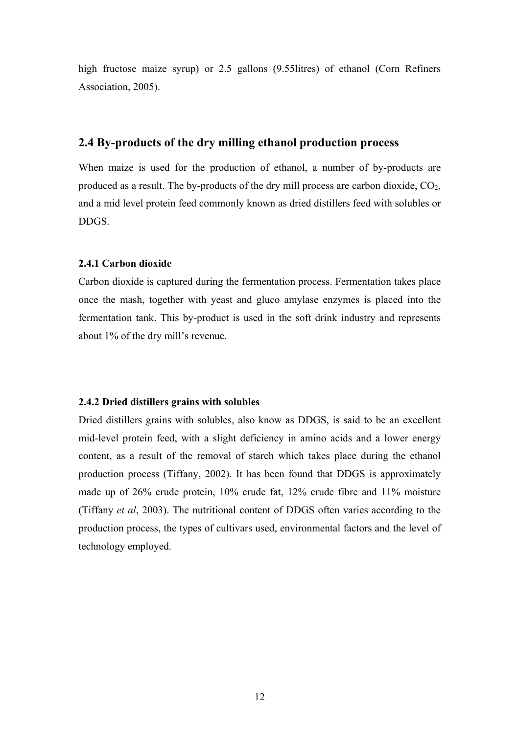high fructose maize syrup) or 2.5 gallons (9.55litres) of ethanol (Corn Refiners Association, 2005).

## 2.4 By-products of the dry milling ethanol production process

When maize is used for the production of ethanol, a number of by-products are produced as a result. The by-products of the dry mill process are carbon dioxide, $CO_2$, and a mid level protein feed commonly known as dried distillers feed with solubles or DDGS.

### 2.4.1 Carbon dioxide

Carbon dioxide is captured during the fermentation process. Fermentation takes place once the mash, together with yeast and gluco amylase enzymes is placed into the fermentation tank. This by-product is used in the soft drink industry and represents about 1% of the dry mill's revenue.

### 2.4.2 Dried distillers grains with solubles

Dried distillers grains with solubles, also know as DDGS, is said to be an excellent mid-level protein feed, with a slight deficiency in amino acids and a lower energy content, as a result of the removal of starch which takes place during the ethanol production process (Tiffany, 2002). It has been found that DDGS is approximately made up of 26% crude protein, 10% crude fat, 12% crude fibre and 11% moisture (Tiffany *et al*, 2003). The nutritional content of DDGS often varies according to the production process, the types of cultivars used, environmental factors and the level of technology employed.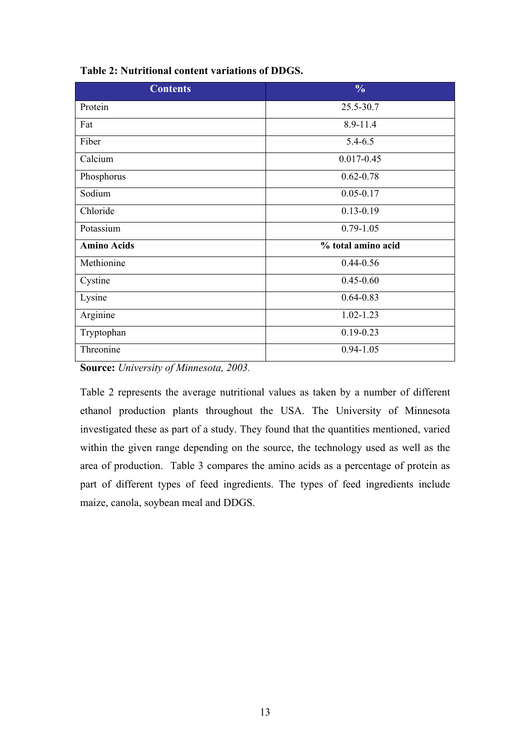**Table 2: Nutritional content variations of DDGS.**

| Contents | % |
|---|---|
| Protein | 25.5-30.7 |
| Fat | 8.9-11.4 |
| Fiber | 5.4-6.5 |
| Calcium | 0.017-0.45 |
| Phosphorus | 0.62-0.78 |
| Sodium | 0.05-0.17 |
| Chloride | 0.13-0.19 |
| Potassium | 0.79-1.05 |
| **Amino Acids** | **% total amino acid** |
| Methionine | 0.44-0.56 |
| Cystine | 0.45-0.60 |
| Lysine | 0.64-0.83 |
| Arginine | 1.02-1.23 |
| Tryptophan | 0.19-0.23 |
| Threonine | 0.94-1.05 |

**Source:** *University of Minnesota, 2003.*

Table 2 represents the average nutritional values as taken by a number of different ethanol production plants throughout the USA. The University of Minnesota investigated these as part of a study. They found that the quantities mentioned, varied within the given range depending on the source, the technology used as well as the area of production. Table 3 compares the amino acids as a percentage of protein as part of different types of feed ingredients. The types of feed ingredients include maize, canola, soybean meal and DDGS.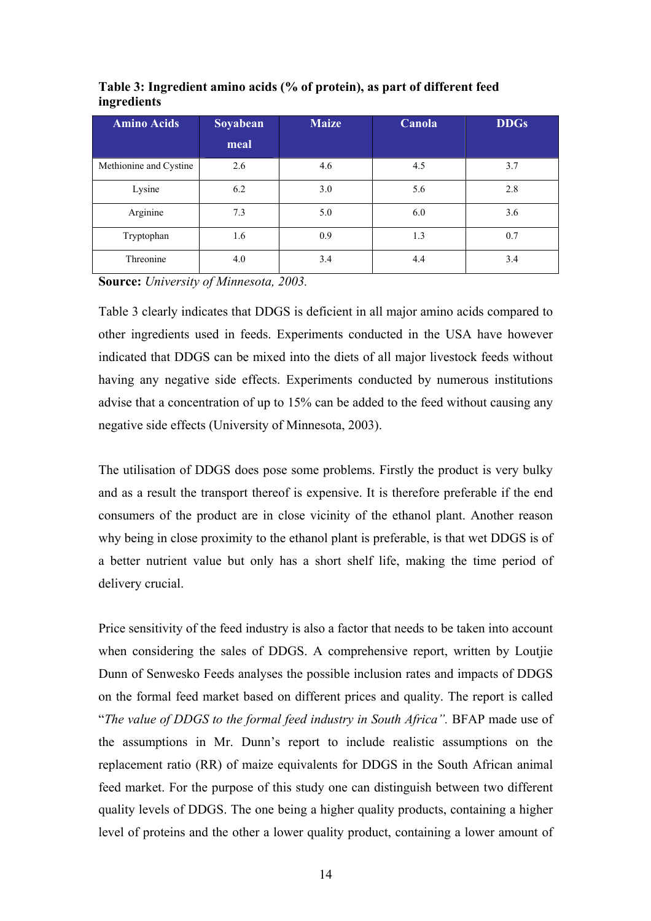**Table 3: Ingredient amino acids (% of protein), as part of different feed ingredients**

| Amino Acids | Soyabean meal | Maize | Canola | DDGs |
|---|---|---|---|---|
| Methionine and Cystine | 2.6 | 4.6 | 4.5 | 3.7 |
| Lysine | 6.2 | 3.0 | 5.6 | 2.8 |
| Arginine | 7.3 | 5.0 | 6.0 | 3.6 |
| Tryptophan | 1.6 | 0.9 | 1.3 | 0.7 |
| Threonine | 4.0 | 3.4 | 4.4 | 3.4 |

**Source:** *University of Minnesota, 2003.*

Table 3 clearly indicates that DDGS is deficient in all major amino acids compared to other ingredients used in feeds. Experiments conducted in the USA have however indicated that DDGS can be mixed into the diets of all major livestock feeds without having any negative side effects. Experiments conducted by numerous institutions advise that a concentration of up to 15% can be added to the feed without causing any negative side effects (University of Minnesota, 2003).

The utilisation of DDGS does pose some problems. Firstly the product is very bulky and as a result the transport thereof is expensive. It is therefore preferable if the end consumers of the product are in close vicinity of the ethanol plant. Another reason why being in close proximity to the ethanol plant is preferable, is that wet DDGS is of a better nutrient value but only has a short shelf life, making the time period of delivery crucial.

Price sensitivity of the feed industry is also a factor that needs to be taken into account when considering the sales of DDGS. A comprehensive report, written by Loutjie Dunn of Senwesko Feeds analyses the possible inclusion rates and impacts of DDGS on the formal feed market based on different prices and quality. The report is called "*The value of DDGS to the formal feed industry in South Africa".* BFAP made use of the assumptions in Mr. Dunn's report to include realistic assumptions on the replacement ratio (RR) of maize equivalents for DDGS in the South African animal feed market. For the purpose of this study one can distinguish between two different quality levels of DDGS. The one being a higher quality products, containing a higher level of proteins and the other a lower quality product, containing a lower amount of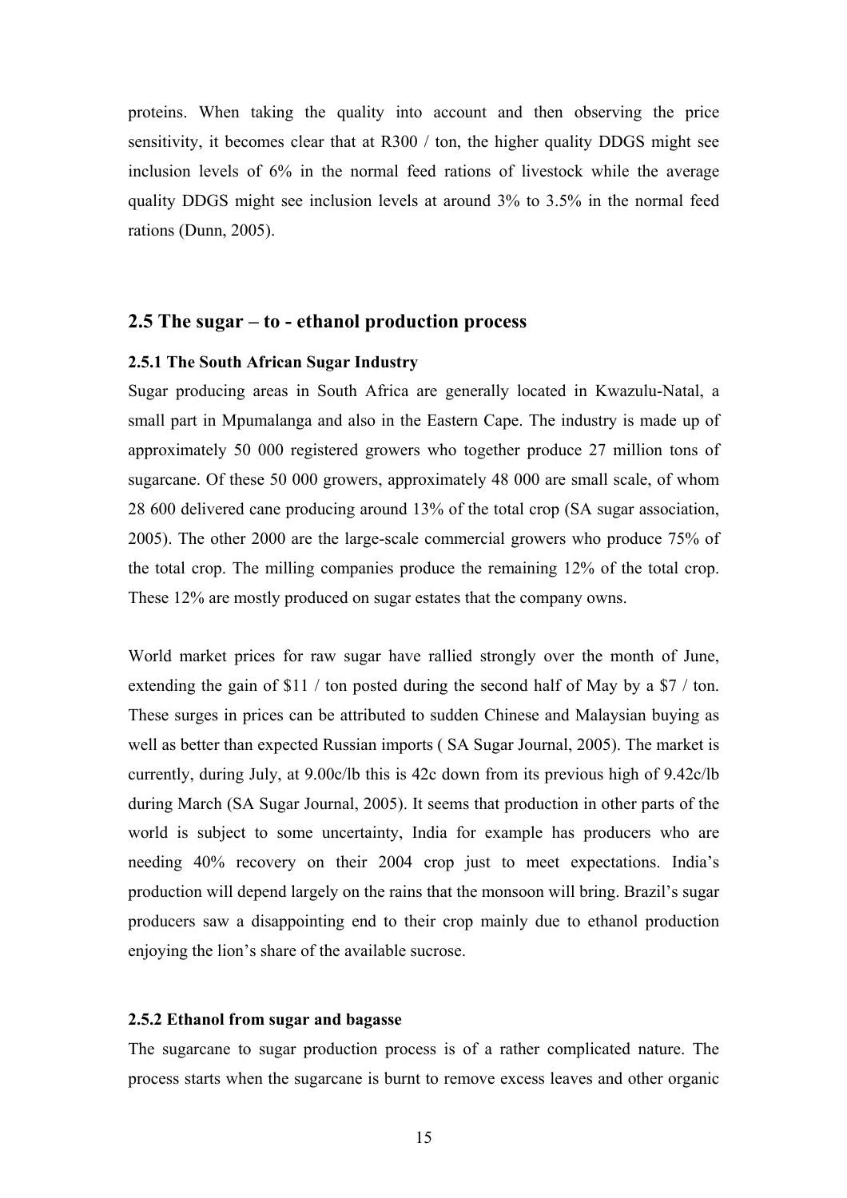proteins. When taking the quality into account and then observing the price sensitivity, it becomes clear that at R300 / ton, the higher quality DDGS might see inclusion levels of 6% in the normal feed rations of livestock while the average quality DDGS might see inclusion levels at around 3% to 3.5% in the normal feed rations (Dunn, 2005).

## 2.5 The sugar – to - ethanol production process

### 2.5.1 The South African Sugar Industry

Sugar producing areas in South Africa are generally located in Kwazulu-Natal, a small part in Mpumalanga and also in the Eastern Cape. The industry is made up of approximately 50 000 registered growers who together produce 27 million tons of sugarcane. Of these 50 000 growers, approximately 48 000 are small scale, of whom 28 600 delivered cane producing around 13% of the total crop (SA sugar association, 2005). The other 2000 are the large-scale commercial growers who produce 75% of the total crop. The milling companies produce the remaining 12% of the total crop. These 12% are mostly produced on sugar estates that the company owns.

World market prices for raw sugar have rallied strongly over the month of June, extending the gain of $11 / ton posted during the second half of May by a $7 / ton. These surges in prices can be attributed to sudden Chinese and Malaysian buying as well as better than expected Russian imports ( SA Sugar Journal, 2005). The market is currently, during July, at 9.00c/lb this is 42c down from its previous high of 9.42c/lb during March (SA Sugar Journal, 2005). It seems that production in other parts of the world is subject to some uncertainty, India for example has producers who are needing 40% recovery on their 2004 crop just to meet expectations. India's production will depend largely on the rains that the monsoon will bring. Brazil's sugar producers saw a disappointing end to their crop mainly due to ethanol production enjoying the lion's share of the available sucrose.

### 2.5.2 Ethanol from sugar and bagasse

The sugarcane to sugar production process is of a rather complicated nature. The process starts when the sugarcane is burnt to remove excess leaves and other organic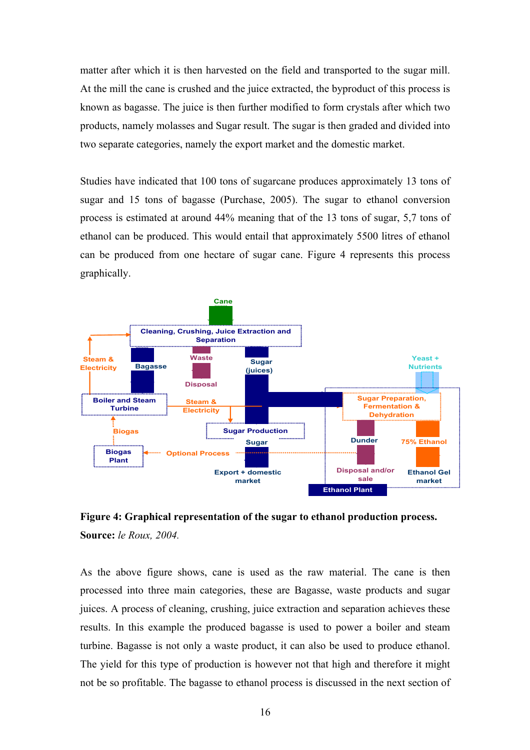matter after which it is then harvested on the field and transported to the sugar mill. At the mill the cane is crushed and the juice extracted, the byproduct of this process is known as bagasse. The juice is then further modified to form crystals after which two products, namely molasses and Sugar result. The sugar is then graded and divided into two separate categories, namely the export market and the domestic market.

Studies have indicated that 100 tons of sugarcane produces approximately 13 tons of sugar and 15 tons of bagasse (Purchase, 2005). The sugar to ethanol conversion process is estimated at around 44% meaning that of the 13 tons of sugar, 5,7 tons of ethanol can be produced. This would entail that approximately 5500 litres of ethanol can be produced from one hectare of sugar cane. Figure 4 represents this process graphically.

**Figure 4: Graphical representation of the sugar to ethanol production process.**
**Source:** *le Roux, 2004.*

As the above figure shows, cane is used as the raw material. The cane is then processed into three main categories, these are Bagasse, waste products and sugar juices. A process of cleaning, crushing, juice extraction and separation achieves these results. In this example the produced bagasse is used to power a boiler and steam turbine. Bagasse is not only a waste product, it can also be used to produce ethanol. The yield for this type of production is however not that high and therefore it might not be so profitable. The bagasse to ethanol process is discussed in the next section of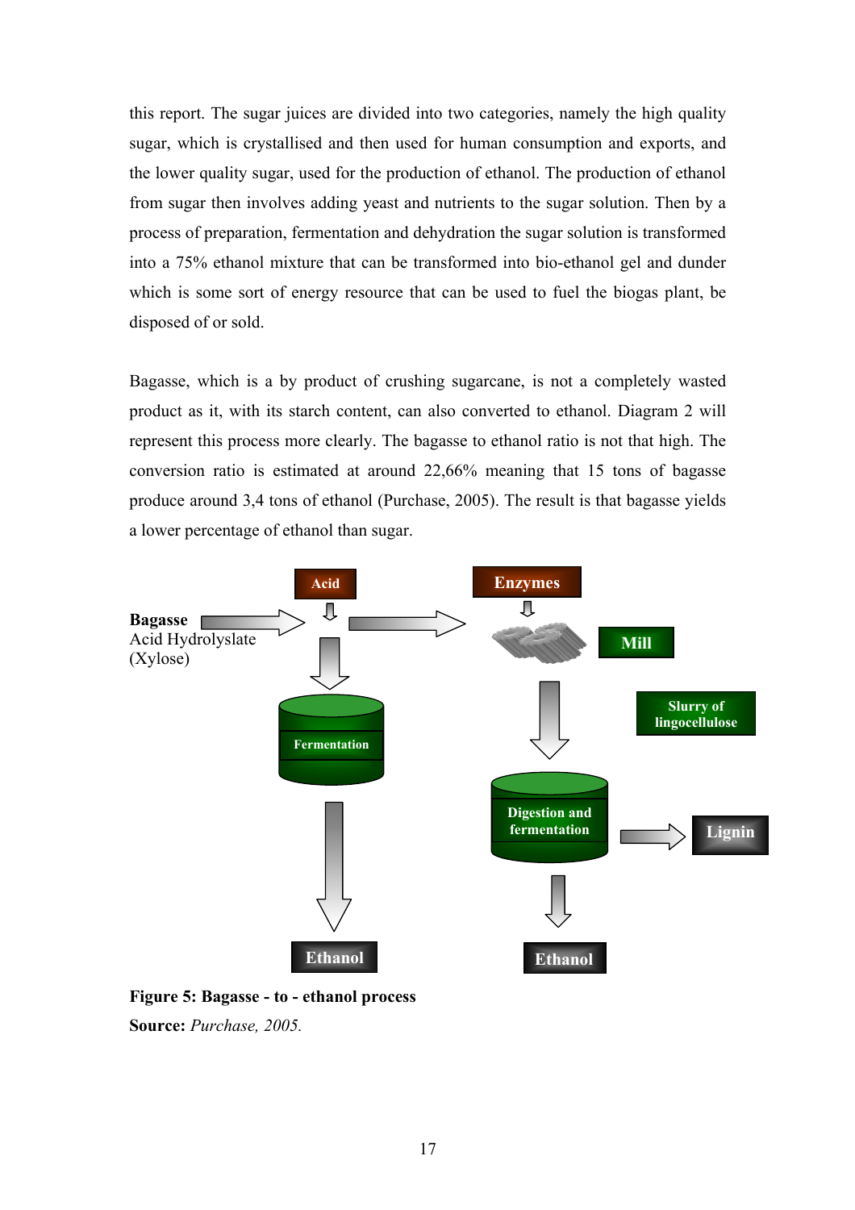this report. The sugar juices are divided into two categories, namely the high quality sugar, which is crystallised and then used for human consumption and exports, and the lower quality sugar, used for the production of ethanol. The production of ethanol from sugar then involves adding yeast and nutrients to the sugar solution. Then by a process of preparation, fermentation and dehydration the sugar solution is transformed into a 75% ethanol mixture that can be transformed into bio-ethanol gel and dunder which is some sort of energy resource that can be used to fuel the biogas plant, be disposed of or sold.

Bagasse, which is a by product of crushing sugarcane, is not a completely wasted product as it, with its starch content, can also converted to ethanol. Diagram 2 will represent this process more clearly. The bagasse to ethanol ratio is not that high. The conversion ratio is estimated at around 22,66% meaning that 15 tons of bagasse produce around 3,4 tons of ethanol (Purchase, 2005). The result is that bagasse yields a lower percentage of ethanol than sugar.

**Bagasse**
Acid Hydrolyslate
(Xylose)

Acid

Fermentation

Ethanol

Enzymes

Mill

Slurry of lingocellulose

Digestion and fermentation

Lignin

Ethanol

**Figure 5: Bagasse - to - ethanol process**

**Source:** *Purchase, 2005.*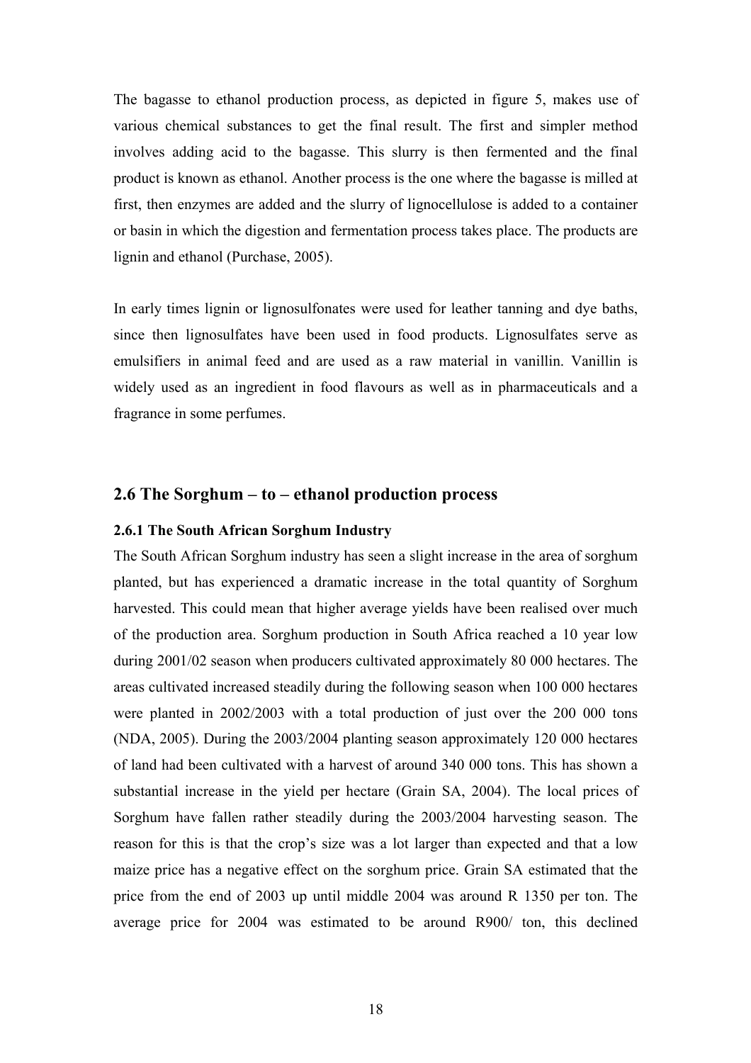The bagasse to ethanol production process, as depicted in figure 5, makes use of various chemical substances to get the final result. The first and simpler method involves adding acid to the bagasse. This slurry is then fermented and the final product is known as ethanol. Another process is the one where the bagasse is milled at first, then enzymes are added and the slurry of lignocellulose is added to a container or basin in which the digestion and fermentation process takes place. The products are lignin and ethanol (Purchase, 2005).

In early times lignin or lignosulfonates were used for leather tanning and dye baths, since then lignosulfates have been used in food products. Lignosulfates serve as emulsifiers in animal feed and are used as a raw material in vanillin. Vanillin is widely used as an ingredient in food flavours as well as in pharmaceuticals and a fragrance in some perfumes.

## 2.6 The Sorghum – to – ethanol production process

### 2.6.1 The South African Sorghum Industry

The South African Sorghum industry has seen a slight increase in the area of sorghum planted, but has experienced a dramatic increase in the total quantity of Sorghum harvested. This could mean that higher average yields have been realised over much of the production area. Sorghum production in South Africa reached a 10 year low during 2001/02 season when producers cultivated approximately 80 000 hectares. The areas cultivated increased steadily during the following season when 100 000 hectares were planted in 2002/2003 with a total production of just over the 200 000 tons (NDA, 2005). During the 2003/2004 planting season approximately 120 000 hectares of land had been cultivated with a harvest of around 340 000 tons. This has shown a substantial increase in the yield per hectare (Grain SA, 2004). The local prices of Sorghum have fallen rather steadily during the 2003/2004 harvesting season. The reason for this is that the crop's size was a lot larger than expected and that a low maize price has a negative effect on the sorghum price. Grain SA estimated that the price from the end of 2003 up until middle 2004 was around R 1350 per ton. The average price for 2004 was estimated to be around R900/ ton, this declined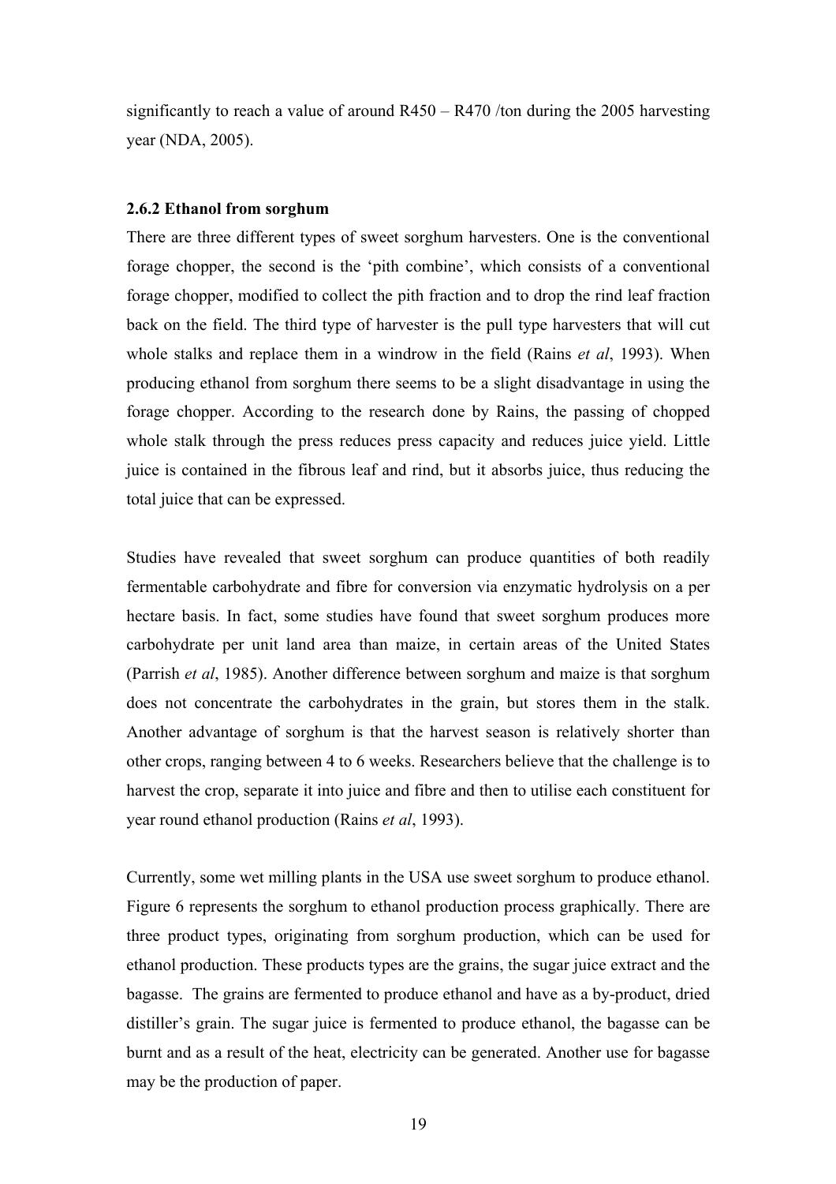significantly to reach a value of around R450 – R470 /ton during the 2005 harvesting year (NDA, 2005).

### 2.6.2 Ethanol from sorghum

There are three different types of sweet sorghum harvesters. One is the conventional forage chopper, the second is the 'pith combine', which consists of a conventional forage chopper, modified to collect the pith fraction and to drop the rind leaf fraction back on the field. The third type of harvester is the pull type harvesters that will cut whole stalks and replace them in a windrow in the field (Rains *et al*, 1993). When producing ethanol from sorghum there seems to be a slight disadvantage in using the forage chopper. According to the research done by Rains, the passing of chopped whole stalk through the press reduces press capacity and reduces juice yield. Little juice is contained in the fibrous leaf and rind, but it absorbs juice, thus reducing the total juice that can be expressed.

Studies have revealed that sweet sorghum can produce quantities of both readily fermentable carbohydrate and fibre for conversion via enzymatic hydrolysis on a per hectare basis. In fact, some studies have found that sweet sorghum produces more carbohydrate per unit land area than maize, in certain areas of the United States (Parrish *et al*, 1985). Another difference between sorghum and maize is that sorghum does not concentrate the carbohydrates in the grain, but stores them in the stalk. Another advantage of sorghum is that the harvest season is relatively shorter than other crops, ranging between 4 to 6 weeks. Researchers believe that the challenge is to harvest the crop, separate it into juice and fibre and then to utilise each constituent for year round ethanol production (Rains *et al*, 1993).

Currently, some wet milling plants in the USA use sweet sorghum to produce ethanol. Figure 6 represents the sorghum to ethanol production process graphically. There are three product types, originating from sorghum production, which can be used for ethanol production. These products types are the grains, the sugar juice extract and the bagasse. The grains are fermented to produce ethanol and have as a by-product, dried distiller's grain. The sugar juice is fermented to produce ethanol, the bagasse can be burnt and as a result of the heat, electricity can be generated. Another use for bagasse may be the production of paper.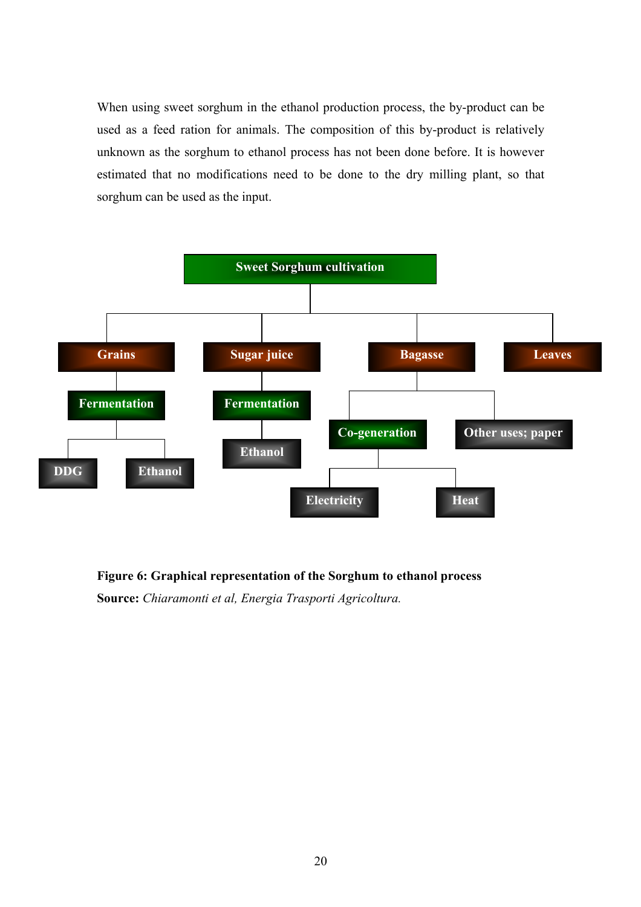When using sweet sorghum in the ethanol production process, the by-product can be used as a feed ration for animals. The composition of this by-product is relatively unknown as the sorghum to ethanol process has not been done before. It is however estimated that no modifications need to be done to the dry milling plant, so that sorghum can be used as the input.

- Sweet Sorghum cultivation
  - Grains
    - Fermentation
      - DDG
      - Ethanol
  - Sugar juice
    - Fermentation
      - Ethanol
  - Bagasse
    - Co-generation
      - Electricity
      - Heat
    - Other uses; paper
  - Leaves

**Figure 6: Graphical representation of the Sorghum to ethanol process**

**Source:** *Chiaramonti et al, Energia Trasporti Agricoltura.*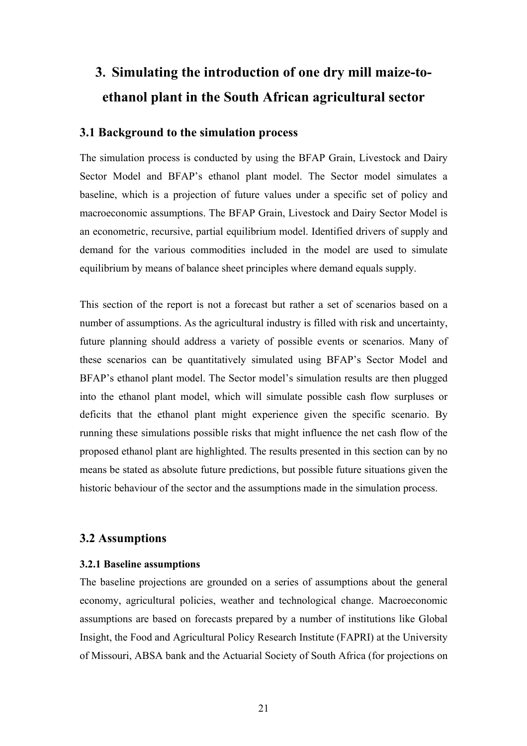# 3. Simulating the introduction of one dry mill maize-to-ethanol plant in the South African agricultural sector

## 3.1 Background to the simulation process

The simulation process is conducted by using the BFAP Grain, Livestock and Dairy Sector Model and BFAP's ethanol plant model. The Sector model simulates a baseline, which is a projection of future values under a specific set of policy and macroeconomic assumptions. The BFAP Grain, Livestock and Dairy Sector Model is an econometric, recursive, partial equilibrium model. Identified drivers of supply and demand for the various commodities included in the model are used to simulate equilibrium by means of balance sheet principles where demand equals supply.

This section of the report is not a forecast but rather a set of scenarios based on a number of assumptions. As the agricultural industry is filled with risk and uncertainty, future planning should address a variety of possible events or scenarios. Many of these scenarios can be quantitatively simulated using BFAP's Sector Model and BFAP's ethanol plant model. The Sector model's simulation results are then plugged into the ethanol plant model, which will simulate possible cash flow surpluses or deficits that the ethanol plant might experience given the specific scenario. By running these simulations possible risks that might influence the net cash flow of the proposed ethanol plant are highlighted. The results presented in this section can by no means be stated as absolute future predictions, but possible future situations given the historic behaviour of the sector and the assumptions made in the simulation process.

## 3.2 Assumptions

### 3.2.1 Baseline assumptions

The baseline projections are grounded on a series of assumptions about the general economy, agricultural policies, weather and technological change. Macroeconomic assumptions are based on forecasts prepared by a number of institutions like Global Insight, the Food and Agricultural Policy Research Institute (FAPRI) at the University of Missouri, ABSA bank and the Actuarial Society of South Africa (for projections on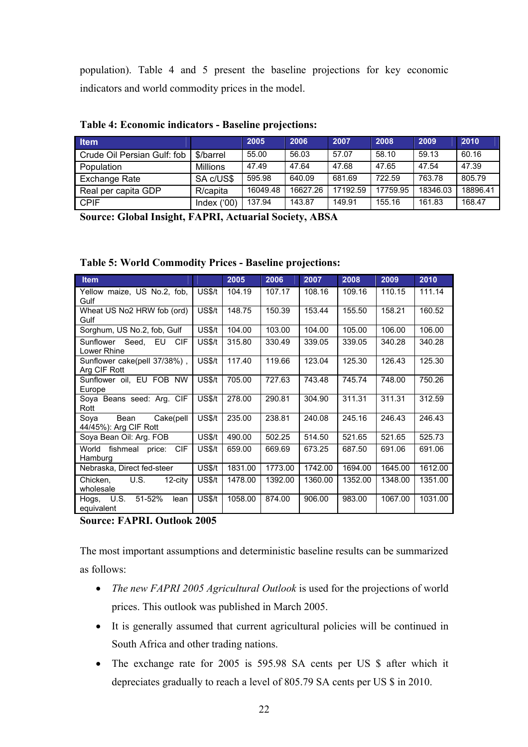population). Table 4 and 5 present the baseline projections for key economic indicators and world commodity prices in the model.

**Table 4: Economic indicators - Baseline projections:**

| Item | | 2005 | 2006 | 2007 | 2008 | 2009 | 2010 |
|---|---|---|---|---|---|---|---|
| Crude Oil Persian Gulf: fob | $/barrel | 55.00 | 56.03 | 57.07 | 58.10 | 59.13 | 60.16 |
| Population | Millions | 47.49 | 47.64 | 47.68 | 47.65 | 47.54 | 47.39 |
| Exchange Rate | SA c/US$ | 595.98 | 640.09 | 681.69 | 722.59 | 763.78 | 805.79 |
| Real per capita GDP | R/capita | 16049.48 | 16627.26 | 17192.59 | 17759.95 | 18346.03 | 18896.41 |
| CPIF | Index ('00) | 137.94 | 143.87 | 149.91 | 155.16 | 161.83 | 168.47 |

**Source: Global Insight, FAPRI, Actuarial Society, ABSA**

**Table 5: World Commodity Prices - Baseline projections:**

| Item | | 2005 | 2006 | 2007 | 2008 | 2009 | 2010 |
|---|---|---|---|---|---|---|---|
| Yellow maize, US No.2, fob, Gulf | US$/t | 104.19 | 107.17 | 108.16 | 109.16 | 110.15 | 111.14 |
| Wheat US No2 HRW fob (ord) Gulf | US$/t | 148.75 | 150.39 | 153.44 | 155.50 | 158.21 | 160.52 |
| Sorghum, US No.2, fob, Gulf | US$/t | 104.00 | 103.00 | 104.00 | 105.00 | 106.00 | 106.00 |
| Sunflower Seed, EU CIF Lower Rhine | US$/t | 315.80 | 330.49 | 339.05 | 339.05 | 340.28 | 340.28 |
| Sunflower cake(pell 37/38%) , Arg CIF Rott | US$/t | 117.40 | 119.66 | 123.04 | 125.30 | 126.43 | 125.30 |
| Sunflower oil, EU FOB NW Europe | US$/t | 705.00 | 727.63 | 743.48 | 745.74 | 748.00 | 750.26 |
| Soya Beans seed: Arg. CIF Rott | US$/t | 278.00 | 290.81 | 304.90 | 311.31 | 311.31 | 312.59 |
| Soya Bean Cake(pell 44/45%): Arg CIF Rott | US$/t | 235.00 | 238.81 | 240.08 | 245.16 | 246.43 | 246.43 |
| Soya Bean Oil: Arg. FOB | US$/t | 490.00 | 502.25 | 514.50 | 521.65 | 521.65 | 525.73 |
| World fishmeal price: CIF Hamburg | US$/t | 659.00 | 669.69 | 673.25 | 687.50 | 691.06 | 691.06 |
| Nebraska, Direct fed-steer | US$/t | 1831.00 | 1773.00 | 1742.00 | 1694.00 | 1645.00 | 1612.00 |
| Chicken, U.S. 12-city wholesale | US$/t | 1478.00 | 1392.00 | 1360.00 | 1352.00 | 1348.00 | 1351.00 |
| Hogs, U.S. 51-52% lean equivalent | US$/t | 1058.00 | 874.00 | 906.00 | 983.00 | 1067.00 | 1031.00 |

**Source: FAPRI. Outlook 2005**

The most important assumptions and deterministic baseline results can be summarized as follows:

- *The new FAPRI 2005 Agricultural Outlook* is used for the projections of world prices. This outlook was published in March 2005.
- It is generally assumed that current agricultural policies will be continued in South Africa and other trading nations.
- The exchange rate for 2005 is 595.98 SA cents per US $ after which it depreciates gradually to reach a level of 805.79 SA cents per US $ in 2010.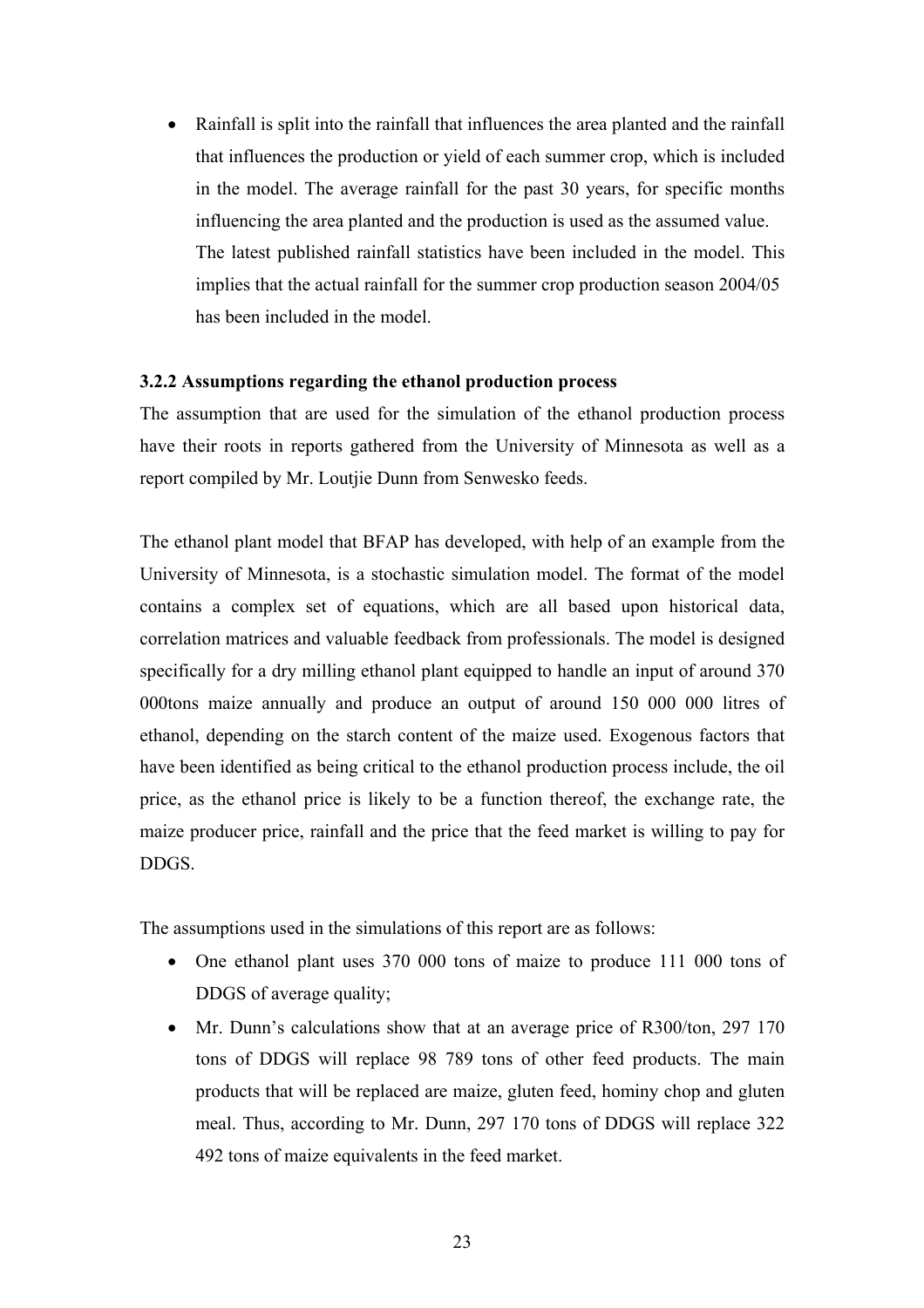- Rainfall is split into the rainfall that influences the area planted and the rainfall that influences the production or yield of each summer crop, which is included in the model. The average rainfall for the past 30 years, for specific months influencing the area planted and the production is used as the assumed value. The latest published rainfall statistics have been included in the model. This implies that the actual rainfall for the summer crop production season 2004/05 has been included in the model.

### 3.2.2 Assumptions regarding the ethanol production process

The assumption that are used for the simulation of the ethanol production process have their roots in reports gathered from the University of Minnesota as well as a report compiled by Mr. Loutjie Dunn from Senwesko feeds.

The ethanol plant model that BFAP has developed, with help of an example from the University of Minnesota, is a stochastic simulation model. The format of the model contains a complex set of equations, which are all based upon historical data, correlation matrices and valuable feedback from professionals. The model is designed specifically for a dry milling ethanol plant equipped to handle an input of around 370 000tons maize annually and produce an output of around 150 000 000 litres of ethanol, depending on the starch content of the maize used. Exogenous factors that have been identified as being critical to the ethanol production process include, the oil price, as the ethanol price is likely to be a function thereof, the exchange rate, the maize producer price, rainfall and the price that the feed market is willing to pay for DDGS.

The assumptions used in the simulations of this report are as follows:

- One ethanol plant uses 370 000 tons of maize to produce 111 000 tons of DDGS of average quality;
- Mr. Dunn's calculations show that at an average price of R300/ton, 297 170 tons of DDGS will replace 98 789 tons of other feed products. The main products that will be replaced are maize, gluten feed, hominy chop and gluten meal. Thus, according to Mr. Dunn, 297 170 tons of DDGS will replace 322 492 tons of maize equivalents in the feed market.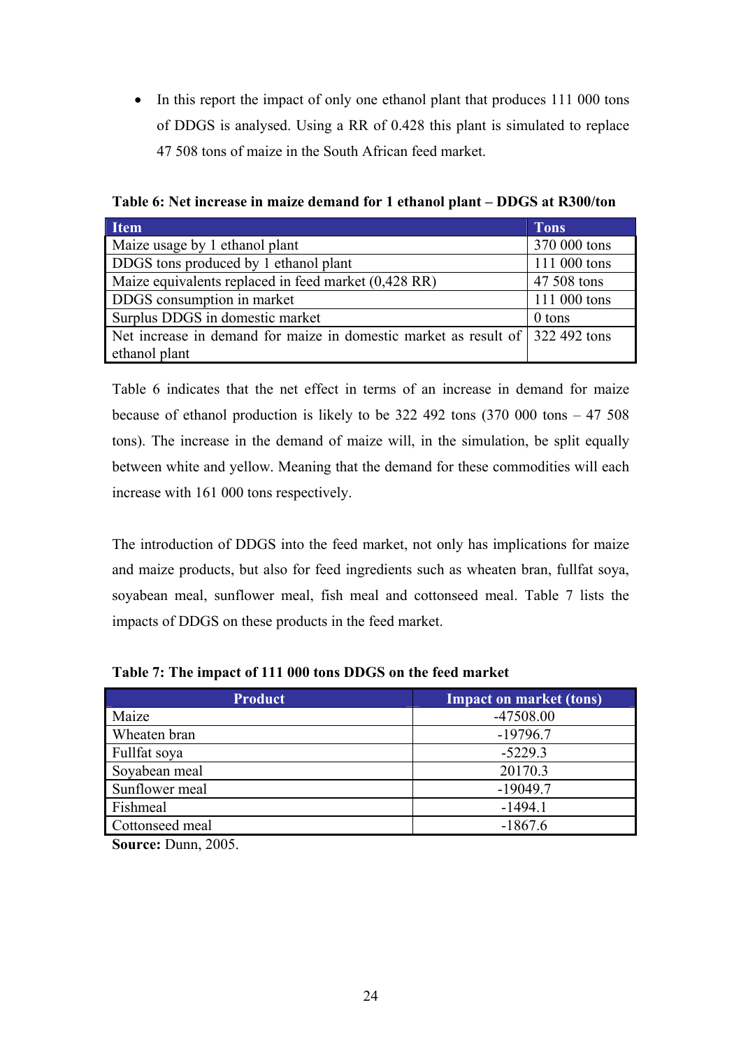- In this report the impact of only one ethanol plant that produces 111 000 tons of DDGS is analysed. Using a RR of 0.428 this plant is simulated to replace 47 508 tons of maize in the South African feed market.

**Table 6: Net increase in maize demand for 1 ethanol plant – DDGS at R300/ton**

| Item | Tons |
|---|---|
| Maize usage by 1 ethanol plant | 370 000 tons |
| DDGS tons produced by 1 ethanol plant | 111 000 tons |
| Maize equivalents replaced in feed market (0,428 RR) | 47 508 tons |
| DDGS consumption in market | 111 000 tons |
| Surplus DDGS in domestic market | 0 tons |
| Net increase in demand for maize in domestic market as result of ethanol plant | 322 492 tons |

Table 6 indicates that the net effect in terms of an increase in demand for maize because of ethanol production is likely to be 322 492 tons (370 000 tons – 47 508 tons). The increase in the demand of maize will, in the simulation, be split equally between white and yellow. Meaning that the demand for these commodities will each increase with 161 000 tons respectively.

The introduction of DDGS into the feed market, not only has implications for maize and maize products, but also for feed ingredients such as wheaten bran, fullfat soya, soyabean meal, sunflower meal, fish meal and cottonseed meal. Table 7 lists the impacts of DDGS on these products in the feed market.

**Table 7: The impact of 111 000 tons DDGS on the feed market**

| Product | Impact on market (tons) |
|---|---|
| Maize | -47508.00 |
| Wheaten bran | -19796.7 |
| Fullfat soya | -5229.3 |
| Soyabean meal | 20170.3 |
| Sunflower meal | -19049.7 |
| Fishmeal | -1494.1 |
| Cottonseed meal | -1867.6 |

**Source:** Dunn, 2005.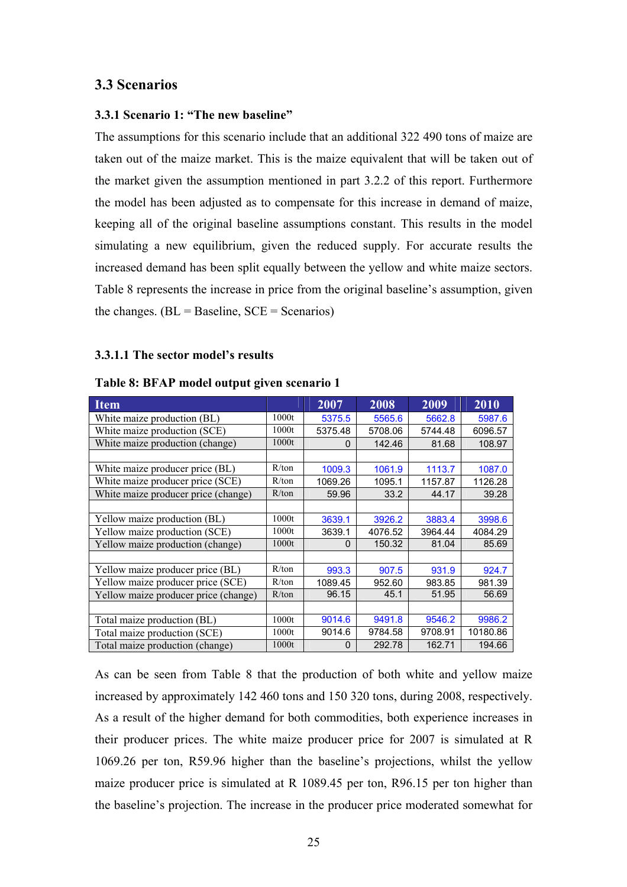## 3.3 Scenarios

### 3.3.1 Scenario 1: "The new baseline"

The assumptions for this scenario include that an additional 322 490 tons of maize are taken out of the maize market. This is the maize equivalent that will be taken out of the market given the assumption mentioned in part 3.2.2 of this report. Furthermore the model has been adjusted as to compensate for this increase in demand of maize, keeping all of the original baseline assumptions constant. This results in the model simulating a new equilibrium, given the reduced supply. For accurate results the increased demand has been split equally between the yellow and white maize sectors. Table 8 represents the increase in price from the original baseline's assumption, given the changes. (BL = Baseline, SCE = Scenarios)

#### 3.3.1.1 The sector model's results

**Table 8: BFAP model output given scenario 1**

| Item | | 2007 | 2008 | 2009 | 2010 |
|---|---|---|---|---|---|
| White maize production (BL) | 1000t | 5375.5 | 5565.6 | 5662.8 | 5987.6 |
| White maize production (SCE) | 1000t | 5375.48 | 5708.06 | 5744.48 | 6096.57 |
| White maize production (change) | 1000t | 0 | 142.46 | 81.68 | 108.97 |
| | | | | | |
| White maize producer price (BL) | R/ton | 1009.3 | 1061.9 | 1113.7 | 1087.0 |
| White maize producer price (SCE) | R/ton | 1069.26 | 1095.1 | 1157.87 | 1126.28 |
| White maize producer price (change) | R/ton | 59.96 | 33.2 | 44.17 | 39.28 |
| | | | | | |
| Yellow maize production (BL) | 1000t | 3639.1 | 3926.2 | 3883.4 | 3998.6 |
| Yellow maize production (SCE) | 1000t | 3639.1 | 4076.52 | 3964.44 | 4084.29 |
| Yellow maize production (change) | 1000t | 0 | 150.32 | 81.04 | 85.69 |
| | | | | | |
| Yellow maize producer price (BL) | R/ton | 993.3 | 907.5 | 931.9 | 924.7 |
| Yellow maize producer price (SCE) | R/ton | 1089.45 | 952.60 | 983.85 | 981.39 |
| Yellow maize producer price (change) | R/ton | 96.15 | 45.1 | 51.95 | 56.69 |
| | | | | | |
| Total maize production (BL) | 1000t | 9014.6 | 9491.8 | 9546.2 | 9986.2 |
| Total maize production (SCE) | 1000t | 9014.6 | 9784.58 | 9708.91 | 10180.86 |
| Total maize production (change) | 1000t | 0 | 292.78 | 162.71 | 194.66 |

As can be seen from Table 8 that the production of both white and yellow maize increased by approximately 142 460 tons and 150 320 tons, during 2008, respectively. As a result of the higher demand for both commodities, both experience increases in their producer prices. The white maize producer price for 2007 is simulated at R 1069.26 per ton, R59.96 higher than the baseline's projections, whilst the yellow maize producer price is simulated at R 1089.45 per ton, R96.15 per ton higher than the baseline's projection. The increase in the producer price moderated somewhat for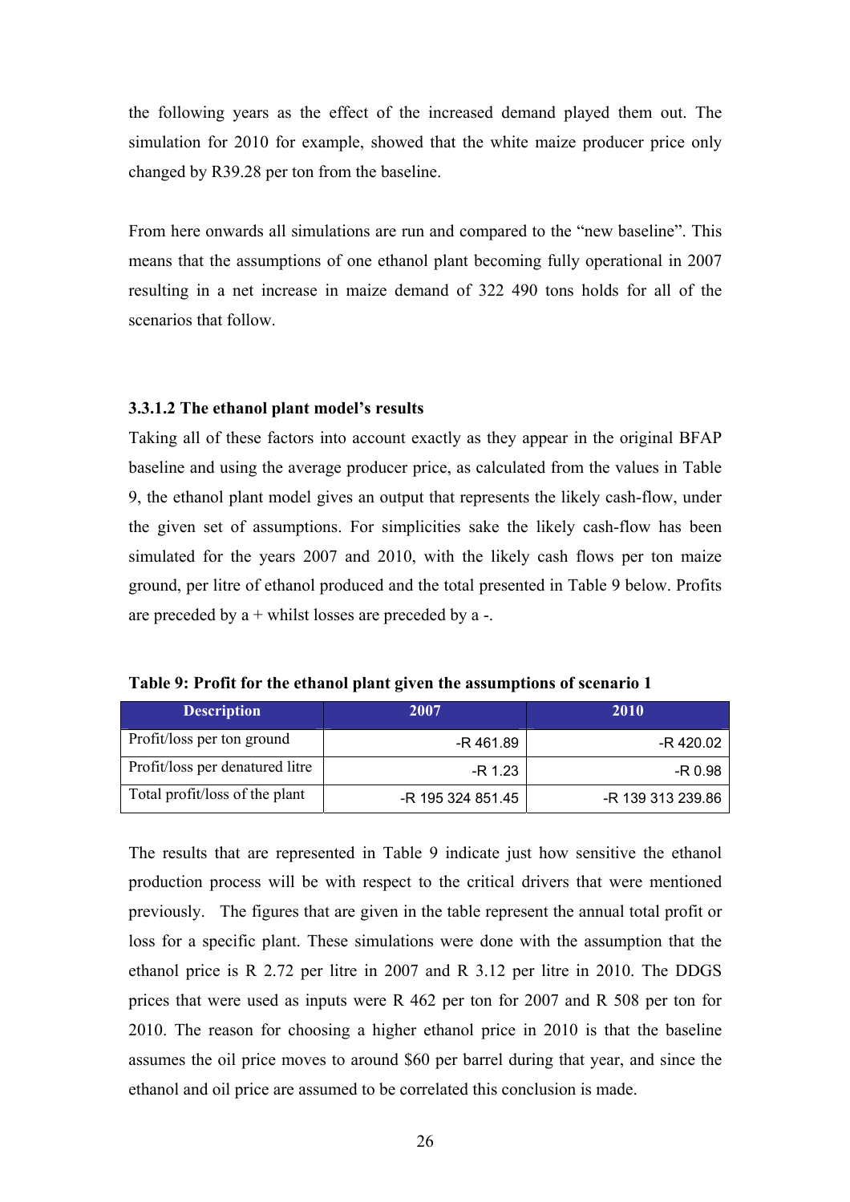the following years as the effect of the increased demand played them out. The simulation for 2010 for example, showed that the white maize producer price only changed by R39.28 per ton from the baseline.

From here onwards all simulations are run and compared to the "new baseline". This means that the assumptions of one ethanol plant becoming fully operational in 2007 resulting in a net increase in maize demand of 322 490 tons holds for all of the scenarios that follow.

#### 3.3.1.2 The ethanol plant model's results

Taking all of these factors into account exactly as they appear in the original BFAP baseline and using the average producer price, as calculated from the values in Table 9, the ethanol plant model gives an output that represents the likely cash-flow, under the given set of assumptions. For simplicities sake the likely cash-flow has been simulated for the years 2007 and 2010, with the likely cash flows per ton maize ground, per litre of ethanol produced and the total presented in Table 9 below. Profits are preceded by a + whilst losses are preceded by a -.

**Table 9: Profit for the ethanol plant given the assumptions of scenario 1**

| Description | 2007 | 2010 |
|---|---|---|
| Profit/loss per ton ground | -R 461.89 | -R 420.02 |
| Profit/loss per denatured litre | -R 1.23 | -R 0.98 |
| Total profit/loss of the plant | -R 195 324 851.45 | -R 139 313 239.86 |

The results that are represented in Table 9 indicate just how sensitive the ethanol production process will be with respect to the critical drivers that were mentioned previously. The figures that are given in the table represent the annual total profit or loss for a specific plant. These simulations were done with the assumption that the ethanol price is R 2.72 per litre in 2007 and R 3.12 per litre in 2010. The DDGS prices that were used as inputs were R 462 per ton for 2007 and R 508 per ton for 2010. The reason for choosing a higher ethanol price in 2010 is that the baseline assumes the oil price moves to around $60 per barrel during that year, and since the ethanol and oil price are assumed to be correlated this conclusion is made.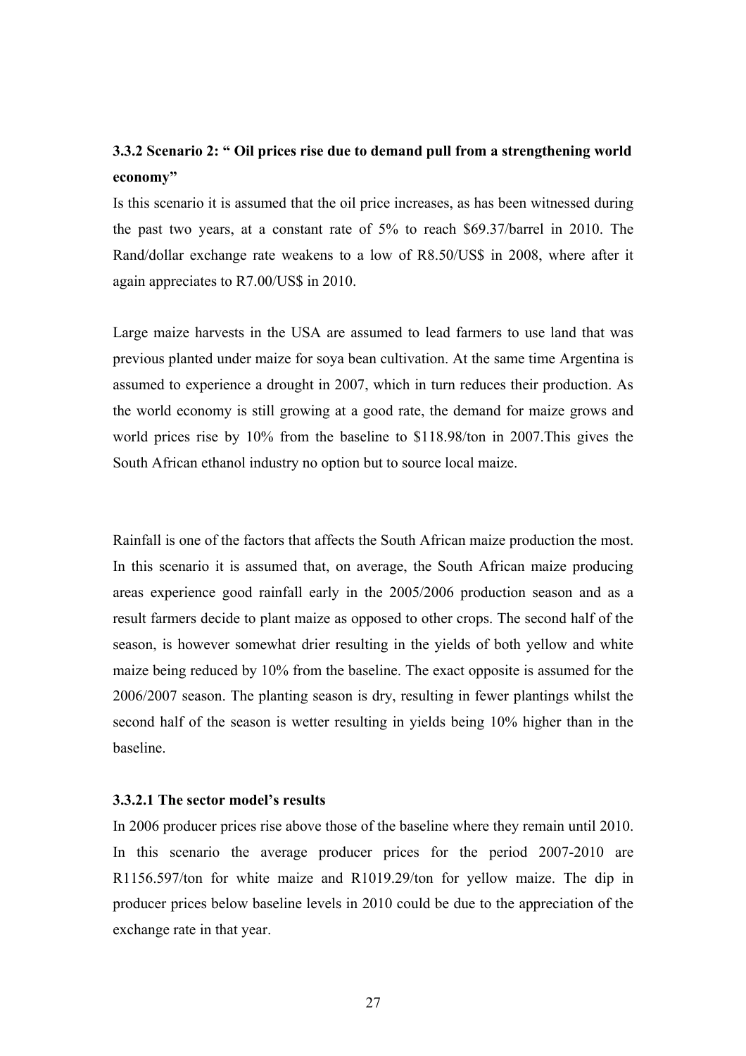### 3.3.2 Scenario 2: " Oil prices rise due to demand pull from a strengthening world economy"

Is this scenario it is assumed that the oil price increases, as has been witnessed during the past two years, at a constant rate of 5% to reach $69.37/barrel in 2010. The Rand/dollar exchange rate weakens to a low of R8.50/US$ in 2008, where after it again appreciates to R7.00/US$ in 2010.

Large maize harvests in the USA are assumed to lead farmers to use land that was previous planted under maize for soya bean cultivation. At the same time Argentina is assumed to experience a drought in 2007, which in turn reduces their production. As the world economy is still growing at a good rate, the demand for maize grows and world prices rise by 10% from the baseline to $118.98/ton in 2007.This gives the South African ethanol industry no option but to source local maize.

Rainfall is one of the factors that affects the South African maize production the most. In this scenario it is assumed that, on average, the South African maize producing areas experience good rainfall early in the 2005/2006 production season and as a result farmers decide to plant maize as opposed to other crops. The second half of the season, is however somewhat drier resulting in the yields of both yellow and white maize being reduced by 10% from the baseline. The exact opposite is assumed for the 2006/2007 season. The planting season is dry, resulting in fewer plantings whilst the second half of the season is wetter resulting in yields being 10% higher than in the baseline.

#### 3.3.2.1 The sector model's results

In 2006 producer prices rise above those of the baseline where they remain until 2010. In this scenario the average producer prices for the period 2007-2010 are R1156.597/ton for white maize and R1019.29/ton for yellow maize. The dip in producer prices below baseline levels in 2010 could be due to the appreciation of the exchange rate in that year.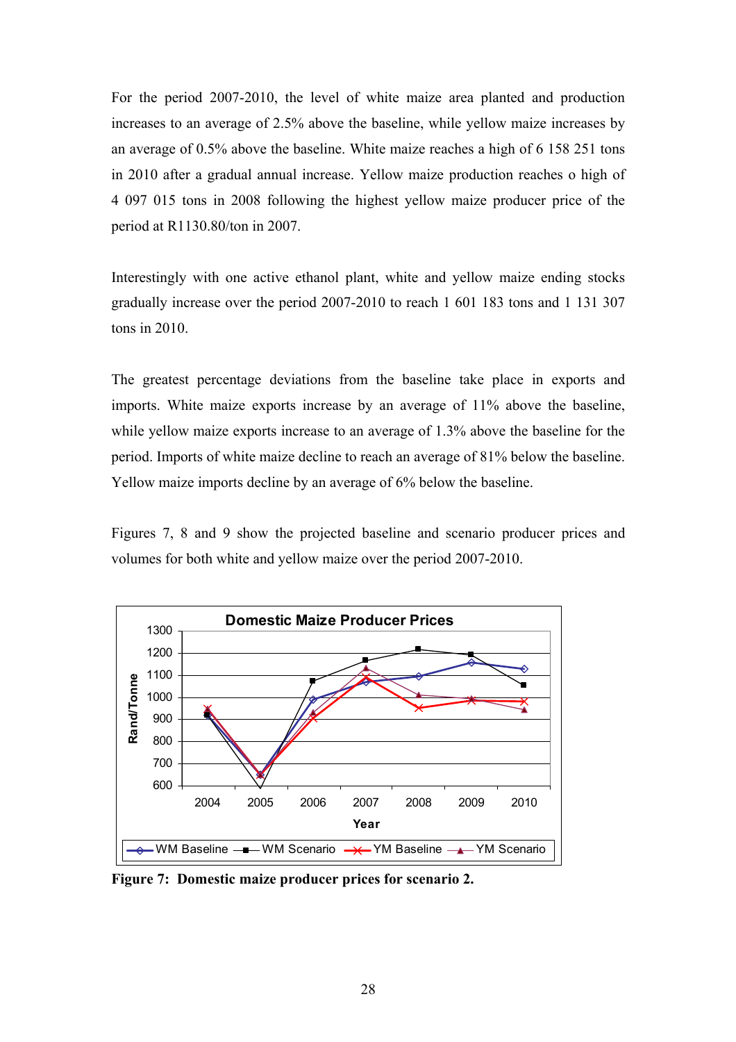For the period 2007-2010, the level of white maize area planted and production increases to an average of 2.5% above the baseline, while yellow maize increases by an average of 0.5% above the baseline. White maize reaches a high of 6 158 251 tons in 2010 after a gradual annual increase. Yellow maize production reaches o high of 4 097 015 tons in 2008 following the highest yellow maize producer price of the period at R1130.80/ton in 2007.

Interestingly with one active ethanol plant, white and yellow maize ending stocks gradually increase over the period 2007-2010 to reach 1 601 183 tons and 1 131 307 tons in 2010.

The greatest percentage deviations from the baseline take place in exports and imports. White maize exports increase by an average of 11% above the baseline, while yellow maize exports increase to an average of 1.3% above the baseline for the period. Imports of white maize decline to reach an average of 81% below the baseline. Yellow maize imports decline by an average of 6% below the baseline.

Figures 7, 8 and 9 show the projected baseline and scenario producer prices and volumes for both white and yellow maize over the period 2007-2010.

**Figure 7: Domestic maize producer prices for scenario 2.**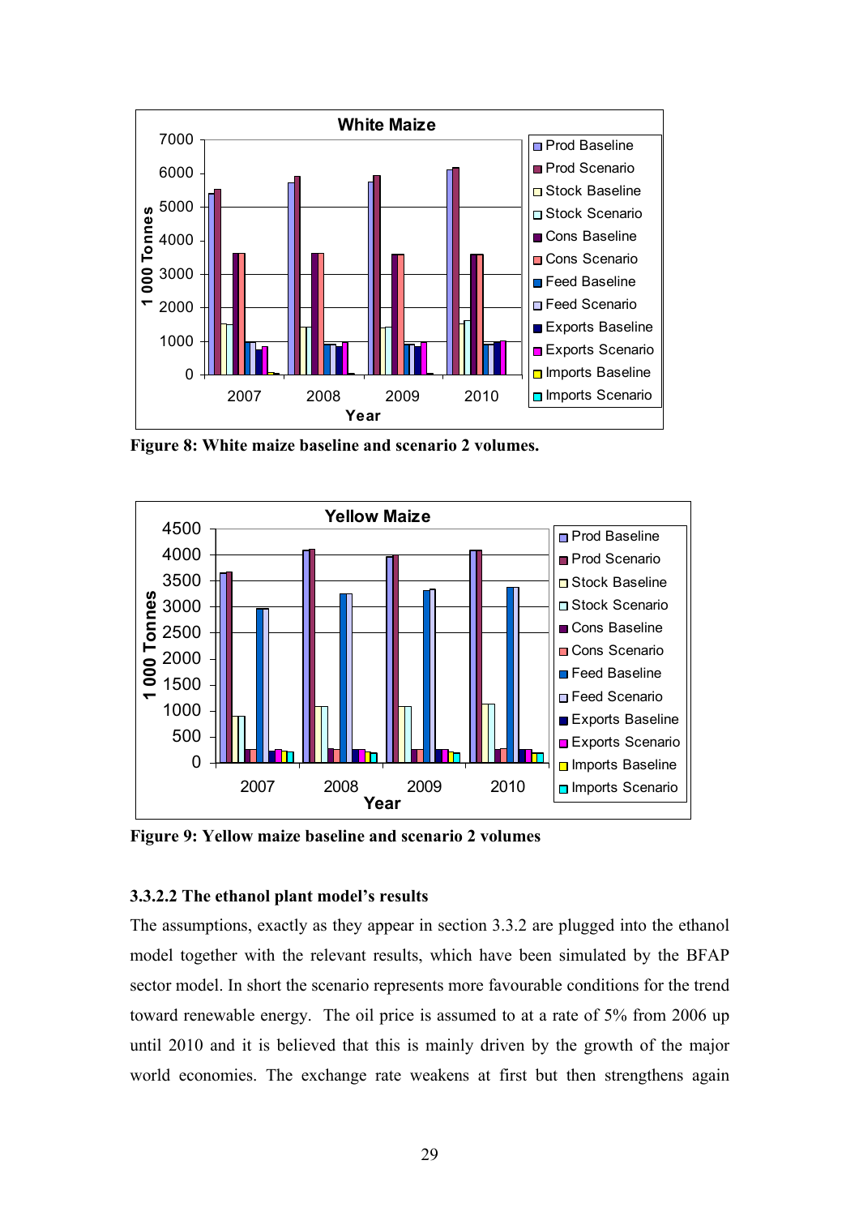Figure 8: White maize baseline and scenario 2 volumes.

Figure 9: Yellow maize baseline and scenario 2 volumes

### 3.3.2.2 The ethanol plant model's results

The assumptions, exactly as they appear in section 3.3.2 are plugged into the ethanol model together with the relevant results, which have been simulated by the BFAP sector model. In short the scenario represents more favourable conditions for the trend toward renewable energy. The oil price is assumed to at a rate of 5% from 2006 up until 2010 and it is believed that this is mainly driven by the growth of the major world economies. The exchange rate weakens at first but then strengthens again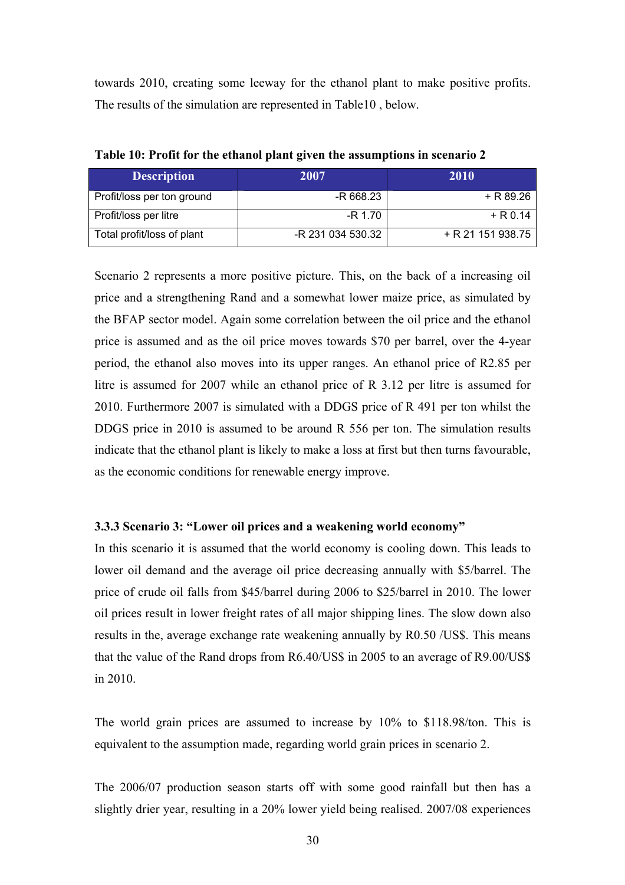towards 2010, creating some leeway for the ethanol plant to make positive profits. The results of the simulation are represented in Table10 , below.

**Table 10: Profit for the ethanol plant given the assumptions in scenario 2**

| Description | 2007 | 2010 |
|---|---|---|
| Profit/loss per ton ground | -R 668.23 | + R 89.26 |
| Profit/loss per litre | -R 1.70 | + R 0.14 |
| Total profit/loss of plant | -R 231 034 530.32 | + R 21 151 938.75 |

Scenario 2 represents a more positive picture. This, on the back of a increasing oil price and a strengthening Rand and a somewhat lower maize price, as simulated by the BFAP sector model. Again some correlation between the oil price and the ethanol price is assumed and as the oil price moves towards $70 per barrel, over the 4-year period, the ethanol also moves into its upper ranges. An ethanol price of R2.85 per litre is assumed for 2007 while an ethanol price of R 3.12 per litre is assumed for 2010. Furthermore 2007 is simulated with a DDGS price of R 491 per ton whilst the DDGS price in 2010 is assumed to be around R 556 per ton. The simulation results indicate that the ethanol plant is likely to make a loss at first but then turns favourable, as the economic conditions for renewable energy improve.

### 3.3.3 Scenario 3: "Lower oil prices and a weakening world economy"

In this scenario it is assumed that the world economy is cooling down. This leads to lower oil demand and the average oil price decreasing annually with $5/barrel. The price of crude oil falls from $45/barrel during 2006 to $25/barrel in 2010. The lower oil prices result in lower freight rates of all major shipping lines. The slow down also results in the, average exchange rate weakening annually by R0.50 /US$. This means that the value of the Rand drops from R6.40/US$ in 2005 to an average of R9.00/US$ in 2010.

The world grain prices are assumed to increase by 10% to $118.98/ton. This is equivalent to the assumption made, regarding world grain prices in scenario 2.

The 2006/07 production season starts off with some good rainfall but then has a slightly drier year, resulting in a 20% lower yield being realised. 2007/08 experiences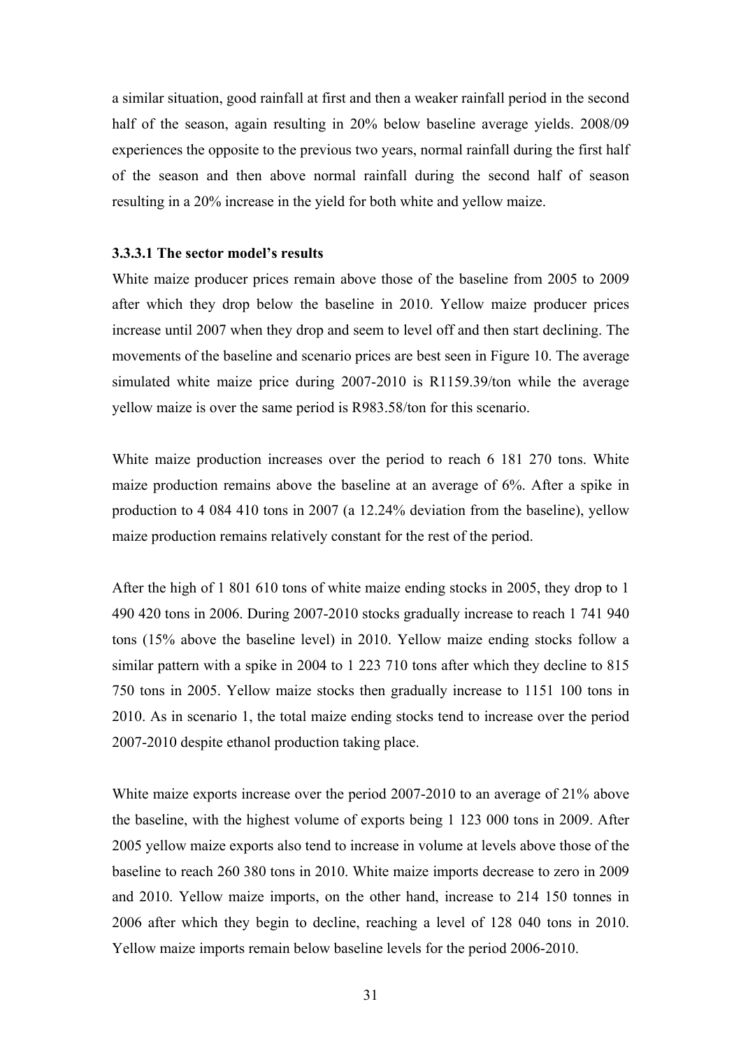a similar situation, good rainfall at first and then a weaker rainfall period in the second half of the season, again resulting in 20% below baseline average yields. 2008/09 experiences the opposite to the previous two years, normal rainfall during the first half of the season and then above normal rainfall during the second half of season resulting in a 20% increase in the yield for both white and yellow maize.

#### 3.3.3.1 The sector model's results

White maize producer prices remain above those of the baseline from 2005 to 2009 after which they drop below the baseline in 2010. Yellow maize producer prices increase until 2007 when they drop and seem to level off and then start declining. The movements of the baseline and scenario prices are best seen in Figure 10. The average simulated white maize price during 2007-2010 is R1159.39/ton while the average yellow maize is over the same period is R983.58/ton for this scenario.

White maize production increases over the period to reach 6 181 270 tons. White maize production remains above the baseline at an average of 6%. After a spike in production to 4 084 410 tons in 2007 (a 12.24% deviation from the baseline), yellow maize production remains relatively constant for the rest of the period.

After the high of 1 801 610 tons of white maize ending stocks in 2005, they drop to 1 490 420 tons in 2006. During 2007-2010 stocks gradually increase to reach 1 741 940 tons (15% above the baseline level) in 2010. Yellow maize ending stocks follow a similar pattern with a spike in 2004 to 1 223 710 tons after which they decline to 815 750 tons in 2005. Yellow maize stocks then gradually increase to 1151 100 tons in 2010. As in scenario 1, the total maize ending stocks tend to increase over the period 2007-2010 despite ethanol production taking place.

White maize exports increase over the period 2007-2010 to an average of 21% above the baseline, with the highest volume of exports being 1 123 000 tons in 2009. After 2005 yellow maize exports also tend to increase in volume at levels above those of the baseline to reach 260 380 tons in 2010. White maize imports decrease to zero in 2009 and 2010. Yellow maize imports, on the other hand, increase to 214 150 tonnes in 2006 after which they begin to decline, reaching a level of 128 040 tons in 2010. Yellow maize imports remain below baseline levels for the period 2006-2010.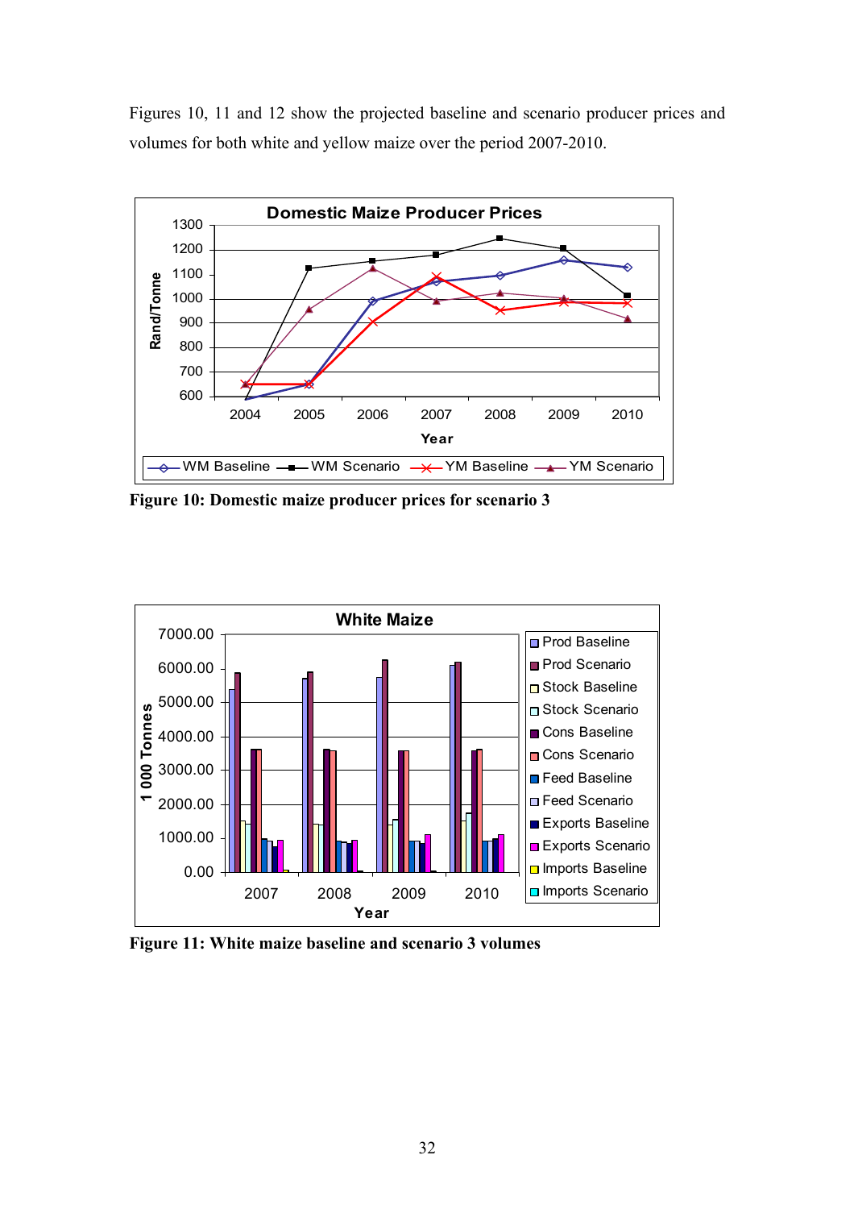Figures 10, 11 and 12 show the projected baseline and scenario producer prices and volumes for both white and yellow maize over the period 2007-2010.

**Figure 10: Domestic maize producer prices for scenario 3**

**Figure 11: White maize baseline and scenario 3 volumes**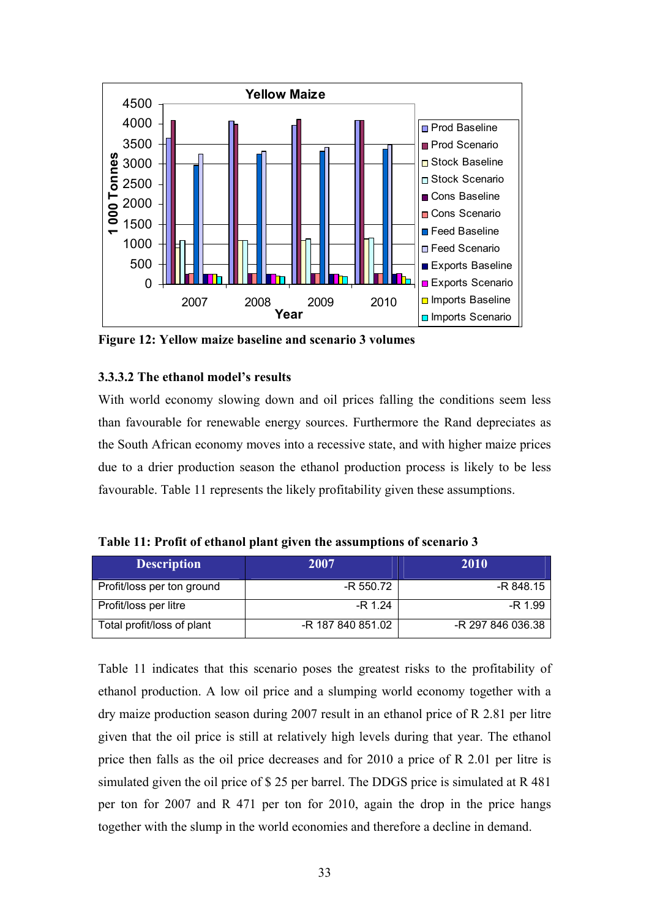Figure 12: Yellow maize baseline and scenario 3 volumes

### 3.3.3.2 The ethanol model's results

With world economy slowing down and oil prices falling the conditions seem less than favourable for renewable energy sources. Furthermore the Rand depreciates as the South African economy moves into a recessive state, and with higher maize prices due to a drier production season the ethanol production process is likely to be less favourable. Table 11 represents the likely profitability given these assumptions.

**Table 11: Profit of ethanol plant given the assumptions of scenario 3**

| Description | 2007 | 2010 |
|---|---|---|
| Profit/loss per ton ground | -R 550.72 | -R 848.15 |
| Profit/loss per litre | -R 1.24 | -R 1.99 |
| Total profit/loss of plant | -R 187 840 851.02 | -R 297 846 036.38 |

Table 11 indicates that this scenario poses the greatest risks to the profitability of ethanol production. A low oil price and a slumping world economy together with a dry maize production season during 2007 result in an ethanol price of R 2.81 per litre given that the oil price is still at relatively high levels during that year. The ethanol price then falls as the oil price decreases and for 2010 a price of R 2.01 per litre is simulated given the oil price of $ 25 per barrel. The DDGS price is simulated at R 481 per ton for 2007 and R 471 per ton for 2010, again the drop in the price hangs together with the slump in the world economies and therefore a decline in demand.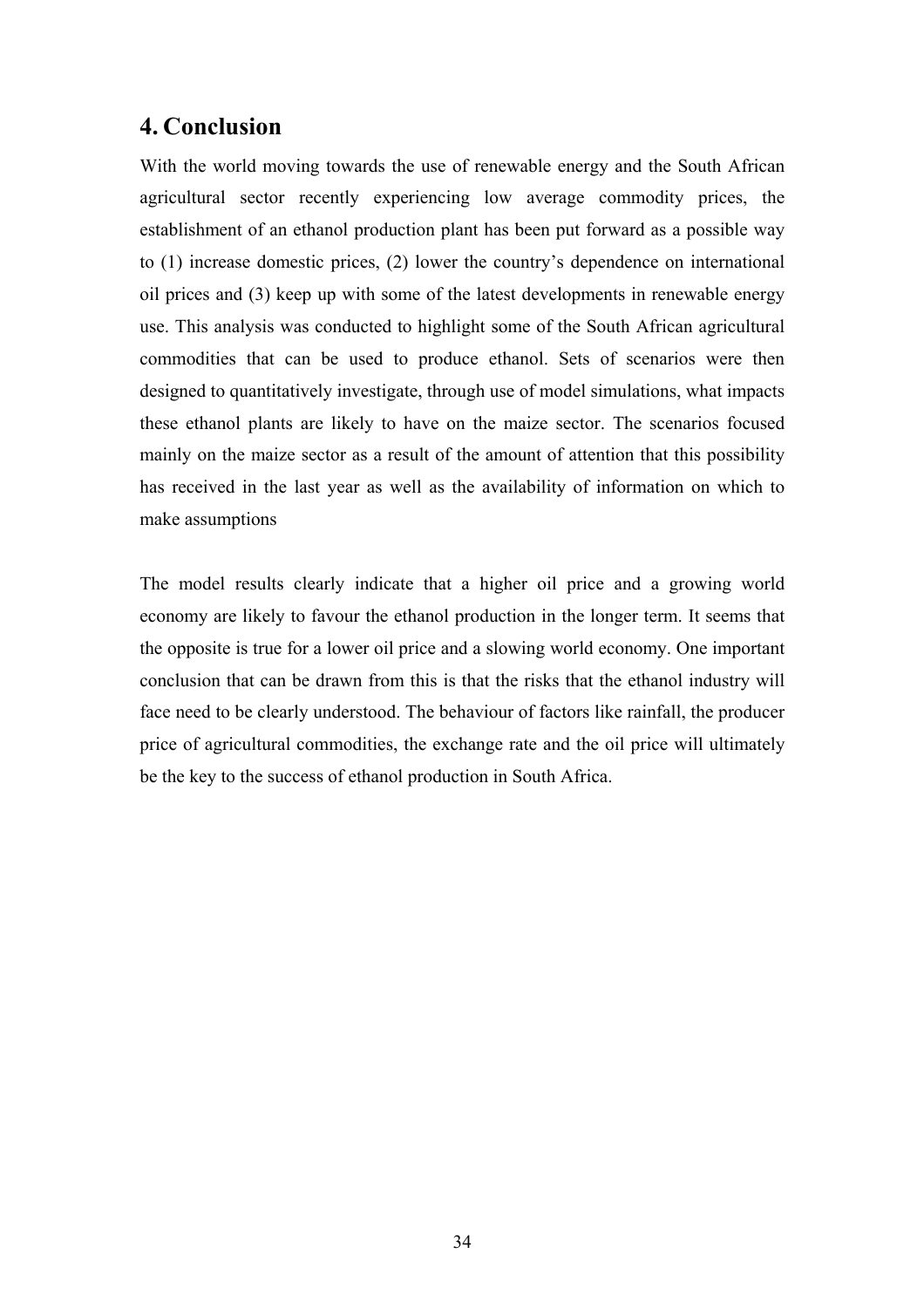# 4. Conclusion

With the world moving towards the use of renewable energy and the South African agricultural sector recently experiencing low average commodity prices, the establishment of an ethanol production plant has been put forward as a possible way to (1) increase domestic prices, (2) lower the country's dependence on international oil prices and (3) keep up with some of the latest developments in renewable energy use. This analysis was conducted to highlight some of the South African agricultural commodities that can be used to produce ethanol. Sets of scenarios were then designed to quantitatively investigate, through use of model simulations, what impacts these ethanol plants are likely to have on the maize sector. The scenarios focused mainly on the maize sector as a result of the amount of attention that this possibility has received in the last year as well as the availability of information on which to make assumptions

The model results clearly indicate that a higher oil price and a growing world economy are likely to favour the ethanol production in the longer term. It seems that the opposite is true for a lower oil price and a slowing world economy. One important conclusion that can be drawn from this is that the risks that the ethanol industry will face need to be clearly understood. The behaviour of factors like rainfall, the producer price of agricultural commodities, the exchange rate and the oil price will ultimately be the key to the success of ethanol production in South Africa.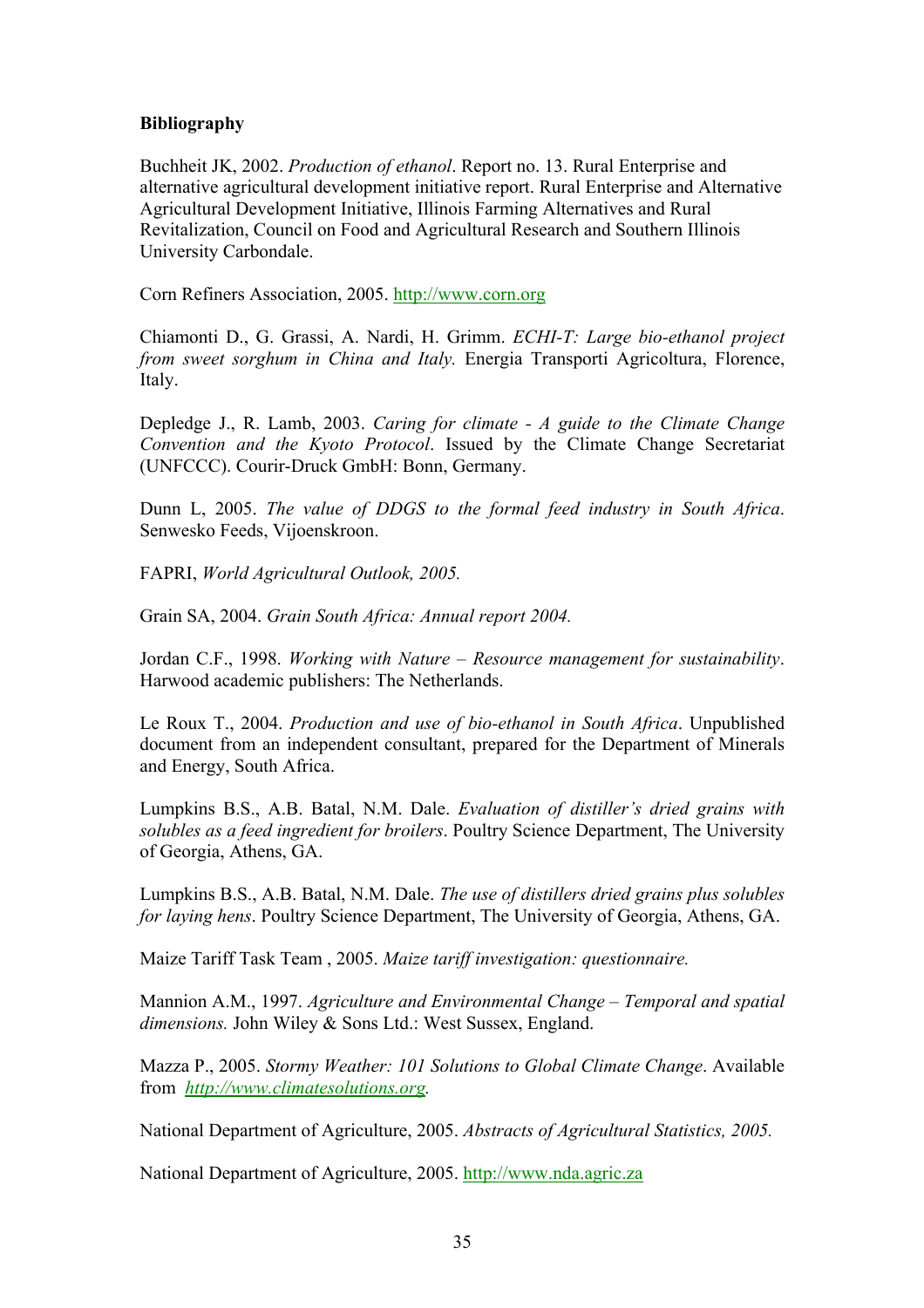**Bibliography**

Buchheit JK, 2002. *Production of ethanol*. Report no. 13. Rural Enterprise and alternative agricultural development initiative report. Rural Enterprise and Alternative Agricultural Development Initiative, Illinois Farming Alternatives and Rural Revitalization, Council on Food and Agricultural Research and Southern Illinois University Carbondale.

Corn Refiners Association, 2005. http://www.corn.org

Chiamonti D., G. Grassi, A. Nardi, H. Grimm. *ECHI-T: Large bio-ethanol project from sweet sorghum in China and Italy.* Energia Transporti Agricoltura, Florence, Italy.

Depledge J., R. Lamb, 2003. *Caring for climate - A guide to the Climate Change Convention and the Kyoto Protocol*. Issued by the Climate Change Secretariat (UNFCCC). Courir-Druck GmbH: Bonn, Germany.

Dunn L, 2005. *The value of DDGS to the formal feed industry in South Africa*. Senwesko Feeds, Vijoenskroon.

FAPRI, *World Agricultural Outlook, 2005.*

Grain SA, 2004. *Grain South Africa: Annual report 2004.*

Jordan C.F., 1998. *Working with Nature – Resource management for sustainability*. Harwood academic publishers: The Netherlands.

Le Roux T., 2004. *Production and use of bio-ethanol in South Africa*. Unpublished document from an independent consultant, prepared for the Department of Minerals and Energy, South Africa.

Lumpkins B.S., A.B. Batal, N.M. Dale. *Evaluation of distiller's dried grains with solubles as a feed ingredient for broilers*. Poultry Science Department, The University of Georgia, Athens, GA.

Lumpkins B.S., A.B. Batal, N.M. Dale. *The use of distillers dried grains plus solubles for laying hens*. Poultry Science Department, The University of Georgia, Athens, GA.

Maize Tariff Task Team , 2005. *Maize tariff investigation: questionnaire.*

Mannion A.M., 1997. *Agriculture and Environmental Change – Temporal and spatial dimensions.* John Wiley & Sons Ltd.: West Sussex, England.

Mazza P., 2005. *Stormy Weather: 101 Solutions to Global Climate Change*. Available from *http://www.climatesolutions.org.*

National Department of Agriculture, 2005. *Abstracts of Agricultural Statistics, 2005.*

National Department of Agriculture, 2005. http://www.nda.agric.za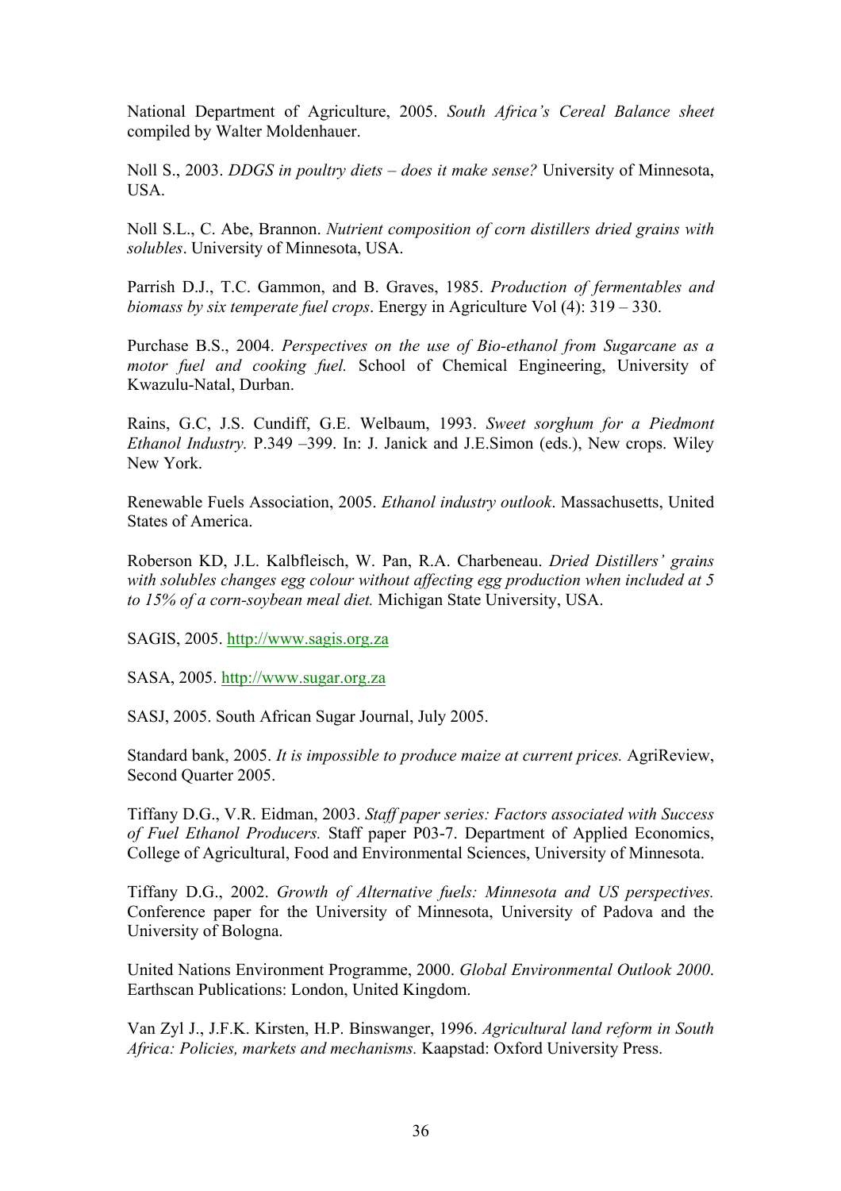National Department of Agriculture, 2005. *South Africa's Cereal Balance sheet* compiled by Walter Moldenhauer.

Noll S., 2003. *DDGS in poultry diets – does it make sense?* University of Minnesota, USA.

Noll S.L., C. Abe, Brannon. *Nutrient composition of corn distillers dried grains with solubles*. University of Minnesota, USA.

Parrish D.J., T.C. Gammon, and B. Graves, 1985. *Production of fermentables and biomass by six temperate fuel crops*. Energy in Agriculture Vol (4): 319 – 330.

Purchase B.S., 2004. *Perspectives on the use of Bio-ethanol from Sugarcane as a motor fuel and cooking fuel.* School of Chemical Engineering, University of Kwazulu-Natal, Durban.

Rains, G.C, J.S. Cundiff, G.E. Welbaum, 1993. *Sweet sorghum for a Piedmont Ethanol Industry.* P.349 –399. In: J. Janick and J.E.Simon (eds.), New crops. Wiley New York.

Renewable Fuels Association, 2005. *Ethanol industry outlook*. Massachusetts, United States of America.

Roberson KD, J.L. Kalbfleisch, W. Pan, R.A. Charbeneau. *Dried Distillers' grains with solubles changes egg colour without affecting egg production when included at 5 to 15% of a corn-soybean meal diet.* Michigan State University, USA.

SAGIS, 2005. http://www.sagis.org.za

SASA, 2005. http://www.sugar.org.za

SASJ, 2005. South African Sugar Journal, July 2005.

Standard bank, 2005. *It is impossible to produce maize at current prices.* AgriReview, Second Quarter 2005.

Tiffany D.G., V.R. Eidman, 2003. *Staff paper series: Factors associated with Success of Fuel Ethanol Producers.* Staff paper P03-7. Department of Applied Economics, College of Agricultural, Food and Environmental Sciences, University of Minnesota.

Tiffany D.G., 2002. *Growth of Alternative fuels: Minnesota and US perspectives.* Conference paper for the University of Minnesota, University of Padova and the University of Bologna.

United Nations Environment Programme, 2000. *Global Environmental Outlook 2000*. Earthscan Publications: London, United Kingdom.

Van Zyl J., J.F.K. Kirsten, H.P. Binswanger, 1996. *Agricultural land reform in South Africa: Policies, markets and mechanisms.* Kaapstad: Oxford University Press.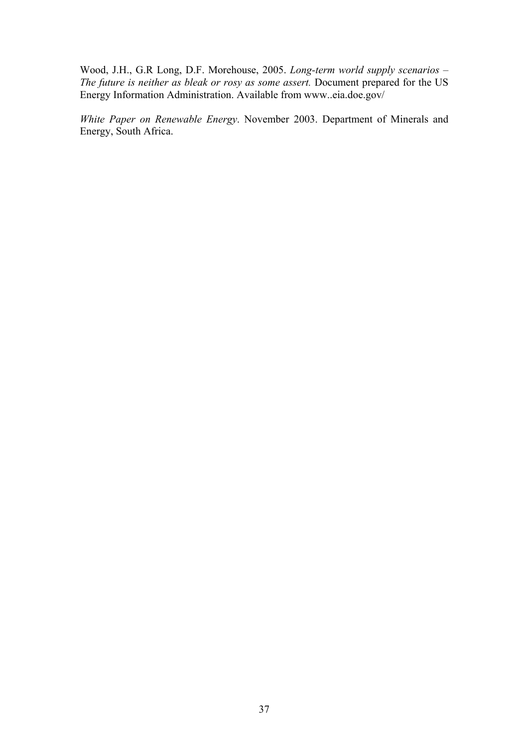Wood, J.H., G.R Long, D.F. Morehouse, 2005. *Long-term world supply scenarios – The future is neither as bleak or rosy as some assert.* Document prepared for the US Energy Information Administration. Available from www..eia.doe.gov/

*White Paper on Renewable Energy*. November 2003. Department of Minerals and Energy, South Africa.